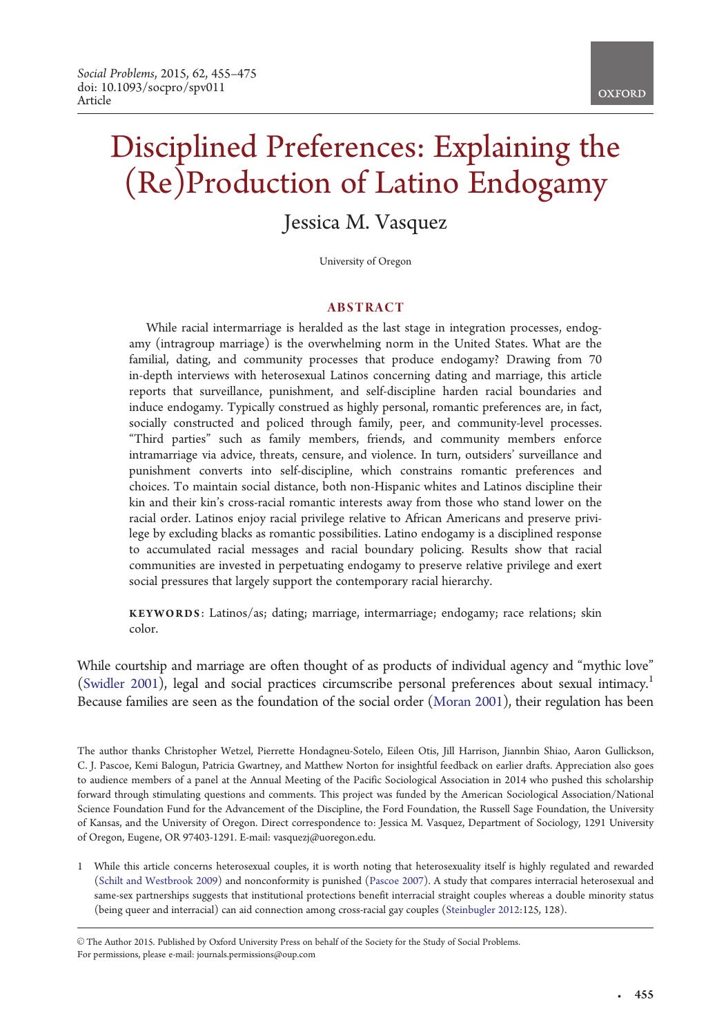# Disciplined Preferences: Explaining the (Re)Production of Latino Endogamy

## Jessica M. Vasquez

University of Oregon

### ABSTRACT

While racial intermarriage is heralded as the last stage in integration processes, endogamy (intragroup marriage) is the overwhelming norm in the United States. What are the familial, dating, and community processes that produce endogamy? Drawing from 70 in-depth interviews with heterosexual Latinos concerning dating and marriage, this article reports that surveillance, punishment, and self-discipline harden racial boundaries and induce endogamy. Typically construed as highly personal, romantic preferences are, in fact, socially constructed and policed through family, peer, and community-level processes. "Third parties" such as family members, friends, and community members enforce intramarriage via advice, threats, censure, and violence. In turn, outsiders' surveillance and punishment converts into self-discipline, which constrains romantic preferences and choices. To maintain social distance, both non-Hispanic whites and Latinos discipline their kin and their kin's cross-racial romantic interests away from those who stand lower on the racial order. Latinos enjoy racial privilege relative to African Americans and preserve privilege by excluding blacks as romantic possibilities. Latino endogamy is a disciplined response to accumulated racial messages and racial boundary policing. Results show that racial communities are invested in perpetuating endogamy to preserve relative privilege and exert social pressures that largely support the contemporary racial hierarchy.

**KEYWORDS**: Latinos/as; dating; marriage, intermarriage; endogamy; race relations; skin color.

While courtship and marriage are often thought of as products of individual agency and "mythic love" (Swidler 2001), legal and social practices circumscribe personal preferences about sexual intimacy.[1] Because families are seen as the foundation of the social order (Moran 2001), their regulation has been

The author thanks Christopher Wetzel, Pierrette Hondagneu-Sotelo, Eileen Otis, Jill Harrison, Jiannbin Shiao, Aaron Gullickson, C. J. Pascoe, Kemi Balogun, Patricia Gwartney, and Matthew Norton for insightful feedback on earlier drafts. Appreciation also goes to audience members of a panel at the Annual Meeting of the Pacific Sociological Association in 2014 who pushed this scholarship forward through stimulating questions and comments. This project was funded by the American Sociological Association/National Science Foundation Fund for the Advancement of the Discipline, the Ford Foundation, the Russell Sage Foundation, the University of Kansas, and the University of Oregon. Direct correspondence to: Jessica M. Vasquez, Department of Sociology, 1291 University of Oregon, Eugene, OR 97403-1291. E-mail: vasquezj@uoregon.edu.

[1] While this article concerns heterosexual couples, it is worth noting that heterosexuality itself is highly regulated and rewarded (Schilt and Westbrook 2009) and nonconformity is punished (Pascoe 2007). A study that compares interracial heterosexual and same-sex partnerships suggests that institutional protections benefit interracial straight couples whereas a double minority status (being queer and interracial) can aid connection among cross-racial gay couples (Steinbugler 2012:125, 128).

© The Author 2015. Published by Oxford University Press on behalf of the Society for the Study of Social Problems. For permissions, please e-mail: journals.permissions@oup.com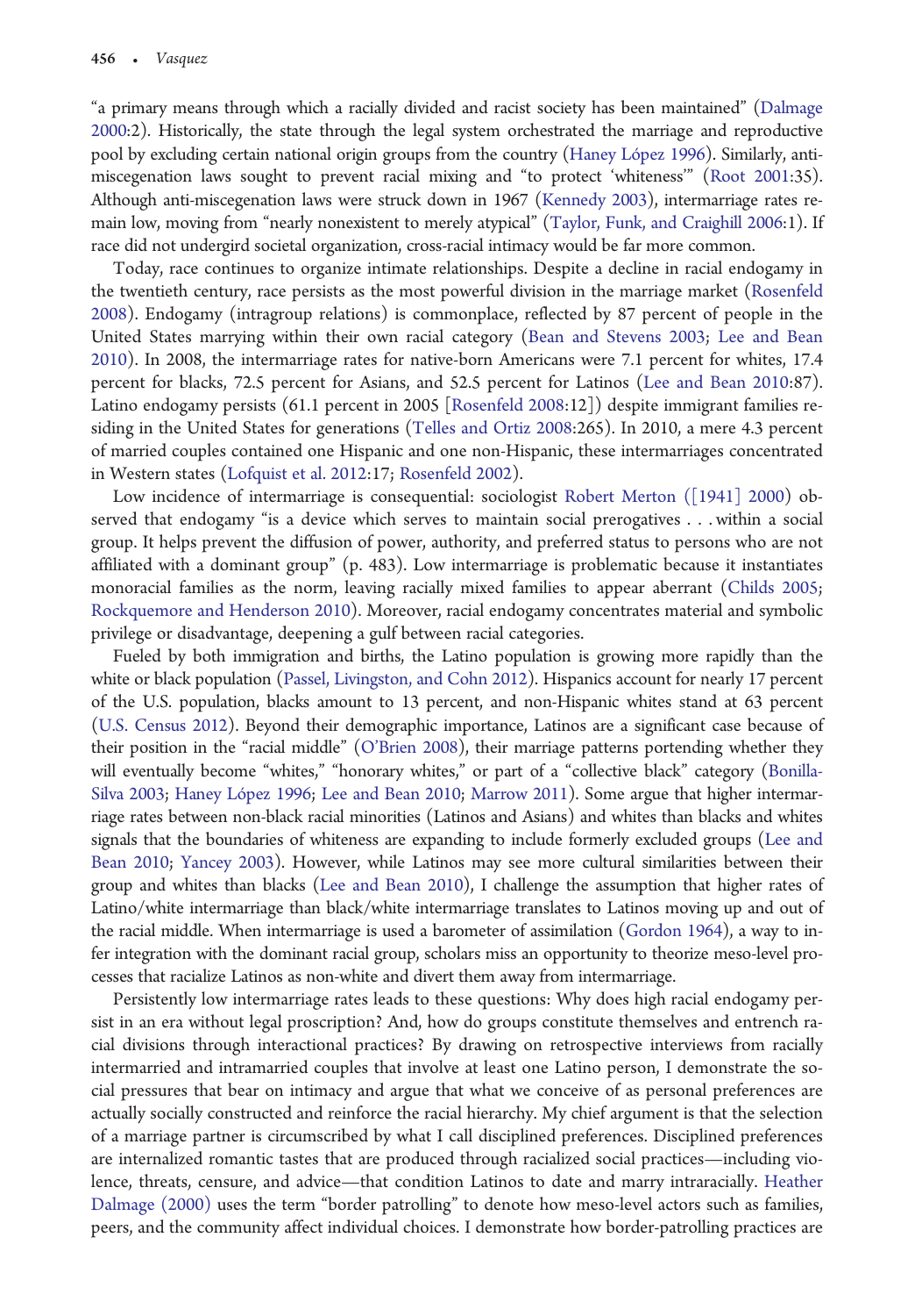"a primary means through which a racially divided and racist society has been maintained" (Dalmage 2000:2). Historically, the state through the legal system orchestrated the marriage and reproductive pool by excluding certain national origin groups from the country (Haney López 1996). Similarly, anti-miscegenation laws sought to prevent racial mixing and "to protect 'whiteness'" (Root 2001:35). Although anti-miscegenation laws were struck down in 1967 (Kennedy 2003), intermarriage rates remain low, moving from "nearly nonexistent to merely atypical" (Taylor, Funk, and Craighill 2006:1). If race did not undergird societal organization, cross-racial intimacy would be far more common.

Today, race continues to organize intimate relationships. Despite a decline in racial endogamy in the twentieth century, race persists as the most powerful division in the marriage market (Rosenfeld 2008). Endogamy (intragroup relations) is commonplace, reflected by 87 percent of people in the United States marrying within their own racial category (Bean and Stevens 2003; Lee and Bean 2010). In 2008, the intermarriage rates for native-born Americans were 7.1 percent for whites, 17.4 percent for blacks, 72.5 percent for Asians, and 52.5 percent for Latinos (Lee and Bean 2010:87). Latino endogamy persists (61.1 percent in 2005 [Rosenfeld 2008:12]) despite immigrant families residing in the United States for generations (Telles and Ortiz 2008:265). In 2010, a mere 4.3 percent of married couples contained one Hispanic and one non-Hispanic, these intermarriages concentrated in Western states (Lofquist et al. 2012:17; Rosenfeld 2002).

Low incidence of intermarriage is consequential: sociologist Robert Merton ([1941] 2000) observed that endogamy "is a device which serves to maintain social prerogatives . . . within a social group. It helps prevent the diffusion of power, authority, and preferred status to persons who are not affiliated with a dominant group" (p. 483). Low intermarriage is problematic because it instantiates monoracial families as the norm, leaving racially mixed families to appear aberrant (Childs 2005; Rockquemore and Henderson 2010). Moreover, racial endogamy concentrates material and symbolic privilege or disadvantage, deepening a gulf between racial categories.

Fueled by both immigration and births, the Latino population is growing more rapidly than the white or black population (Passel, Livingston, and Cohn 2012). Hispanics account for nearly 17 percent of the U.S. population, blacks amount to 13 percent, and non-Hispanic whites stand at 63 percent (U.S. Census 2012). Beyond their demographic importance, Latinos are a significant case because of their position in the "racial middle" (O'Brien 2008), their marriage patterns portending whether they will eventually become "whites," "honorary whites," or part of a "collective black" category (Bonilla-Silva 2003; Haney López 1996; Lee and Bean 2010; Marrow 2011). Some argue that higher intermarriage rates between non-black racial minorities (Latinos and Asians) and whites than blacks and whites signals that the boundaries of whiteness are expanding to include formerly excluded groups (Lee and Bean 2010; Yancey 2003). However, while Latinos may see more cultural similarities between their group and whites than blacks (Lee and Bean 2010), I challenge the assumption that higher rates of Latino/white intermarriage than black/white intermarriage translates to Latinos moving up and out of the racial middle. When intermarriage is used a barometer of assimilation (Gordon 1964), a way to infer integration with the dominant racial group, scholars miss an opportunity to theorize meso-level processes that racialize Latinos as non-white and divert them away from intermarriage.

Persistently low intermarriage rates leads to these questions: Why does high racial endogamy persist in an era without legal proscription? And, how do groups constitute themselves and entrench racial divisions through interactional practices? By drawing on retrospective interviews from racially intermarried and intramarried couples that involve at least one Latino person, I demonstrate the social pressures that bear on intimacy and argue that what we conceive of as personal preferences are actually socially constructed and reinforce the racial hierarchy. My chief argument is that the selection of a marriage partner is circumscribed by what I call disciplined preferences. Disciplined preferences are internalized romantic tastes that are produced through racialized social practices—including violence, threats, censure, and advice—that condition Latinos to date and marry intraracially. Heather Dalmage (2000) uses the term "border patrolling" to denote how meso-level actors such as families, peers, and the community affect individual choices. I demonstrate how border-patrolling practices are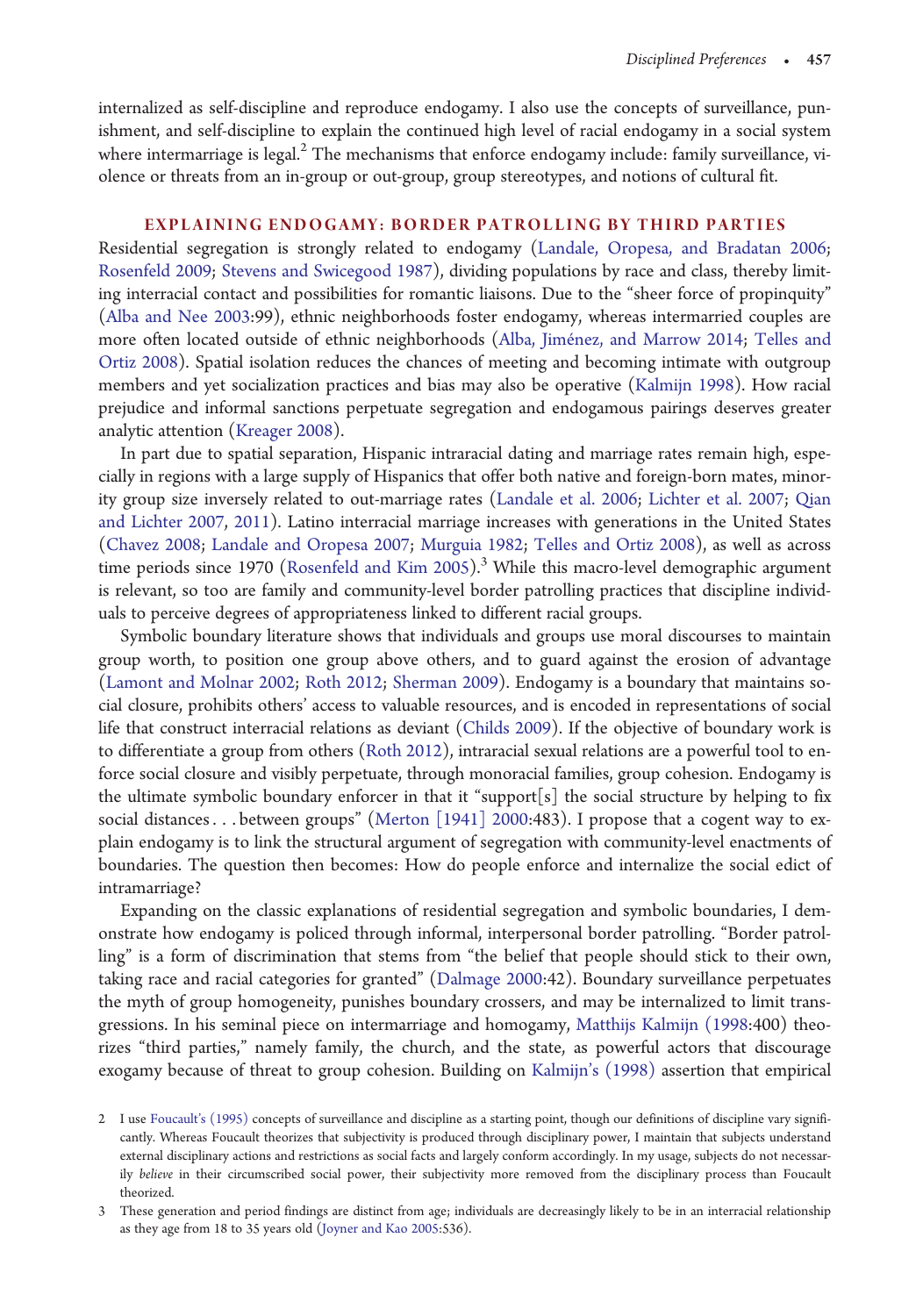internalized as self-discipline and reproduce endogamy. I also use the concepts of surveillance, punishment, and self-discipline to explain the continued high level of racial endogamy in a social system where intermarriage is legal.[2] The mechanisms that enforce endogamy include: family surveillance, violence or threats from an in-group or out-group, group stereotypes, and notions of cultural fit.

## EXPLAINING ENDOGAMY: BORDER PATROLLING BY THIRD PARTIES

Residential segregation is strongly related to endogamy (Landale, Oropesa, and Bradatan 2006; Rosenfeld 2009; Stevens and Swicegood 1987), dividing populations by race and class, thereby limiting interracial contact and possibilities for romantic liaisons. Due to the "sheer force of propinquity" (Alba and Nee 2003:99), ethnic neighborhoods foster endogamy, whereas intermarried couples are more often located outside of ethnic neighborhoods (Alba, Jiménez, and Marrow 2014; Telles and Ortiz 2008). Spatial isolation reduces the chances of meeting and becoming intimate with outgroup members and yet socialization practices and bias may also be operative (Kalmijn 1998). How racial prejudice and informal sanctions perpetuate segregation and endogamous pairings deserves greater analytic attention (Kreager 2008).

In part due to spatial separation, Hispanic intraracial dating and marriage rates remain high, especially in regions with a large supply of Hispanics that offer both native and foreign-born mates, minority group size inversely related to out-marriage rates (Landale et al. 2006; Lichter et al. 2007; Qian and Lichter 2007, 2011). Latino interracial marriage increases with generations in the United States (Chavez 2008; Landale and Oropesa 2007; Murguia 1982; Telles and Ortiz 2008), as well as across time periods since 1970 (Rosenfeld and Kim 2005).[3] While this macro-level demographic argument is relevant, so too are family and community-level border patrolling practices that discipline individuals to perceive degrees of appropriateness linked to different racial groups.

Symbolic boundary literature shows that individuals and groups use moral discourses to maintain group worth, to position one group above others, and to guard against the erosion of advantage (Lamont and Molnar 2002; Roth 2012; Sherman 2009). Endogamy is a boundary that maintains social closure, prohibits others' access to valuable resources, and is encoded in representations of social life that construct interracial relations as deviant (Childs 2009). If the objective of boundary work is to differentiate a group from others (Roth 2012), intraracial sexual relations are a powerful tool to enforce social closure and visibly perpetuate, through monoracial families, group cohesion. Endogamy is the ultimate symbolic boundary enforcer in that it "support[s] the social structure by helping to fix social distances . . . between groups" (Merton [1941] 2000:483). I propose that a cogent way to explain endogamy is to link the structural argument of segregation with community-level enactments of boundaries. The question then becomes: How do people enforce and internalize the social edict of intramarriage?

Expanding on the classic explanations of residential segregation and symbolic boundaries, I demonstrate how endogamy is policed through informal, interpersonal border patrolling. "Border patrolling" is a form of discrimination that stems from "the belief that people should stick to their own, taking race and racial categories for granted" (Dalmage 2000:42). Boundary surveillance perpetuates the myth of group homogeneity, punishes boundary crossers, and may be internalized to limit transgressions. In his seminal piece on intermarriage and homogamy, Matthijs Kalmijn (1998:400) theorizes "third parties," namely family, the church, and the state, as powerful actors that discourage exogamy because of threat to group cohesion. Building on Kalmijn's (1998) assertion that empirical

---

2 I use Foucault's (1995) concepts of surveillance and discipline as a starting point, though our definitions of discipline vary significantly. Whereas Foucault theorizes that subjectivity is produced through disciplinary power, I maintain that subjects understand external disciplinary actions and restrictions as social facts and largely conform accordingly. In my usage, subjects do not necessarily *believe* in their circumscribed social power, their subjectivity more removed from the disciplinary process than Foucault theorized.

3 These generation and period findings are distinct from age; individuals are decreasingly likely to be in an interracial relationship as they age from 18 to 35 years old (Joyner and Kao 2005:536).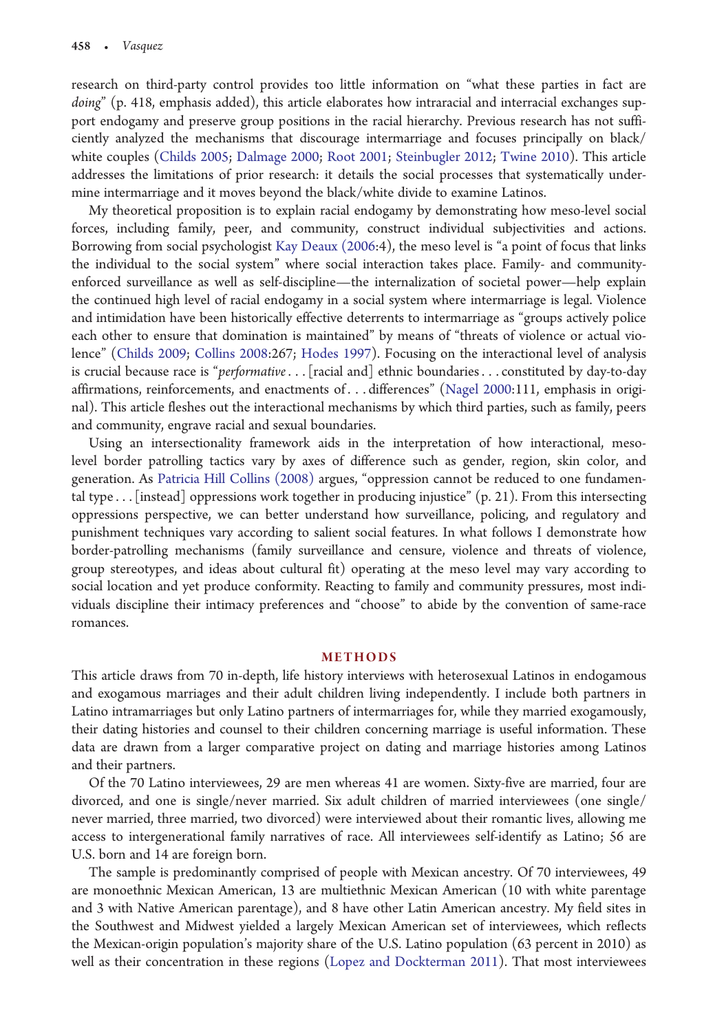research on third-party control provides too little information on "what these parties in fact are *doing*" (p. 418, emphasis added), this article elaborates how intraracial and interracial exchanges support endogamy and preserve group positions in the racial hierarchy. Previous research has not sufficiently analyzed the mechanisms that discourage intermarriage and focuses principally on black/white couples (Childs 2005; Dalmage 2000; Root 2001; Steinbugler 2012; Twine 2010). This article addresses the limitations of prior research: it details the social processes that systematically undermine intermarriage and it moves beyond the black/white divide to examine Latinos.

My theoretical proposition is to explain racial endogamy by demonstrating how meso-level social forces, including family, peer, and community, construct individual subjectivities and actions. Borrowing from social psychologist Kay Deaux (2006:4), the meso level is "a point of focus that links the individual to the social system" where social interaction takes place. Family- and community-enforced surveillance as well as self-discipline—the internalization of societal power—help explain the continued high level of racial endogamy in a social system where intermarriage is legal. Violence and intimidation have been historically effective deterrents to intermarriage as "groups actively police each other to ensure that domination is maintained" by means of "threats of violence or actual violence" (Childs 2009; Collins 2008:267; Hodes 1997). Focusing on the interactional level of analysis is crucial because race is "*performative* . . . [racial and] ethnic boundaries . . . constituted by day-to-day affirmations, reinforcements, and enactments of . . . differences" (Nagel 2000:111, emphasis in original). This article fleshes out the interactional mechanisms by which third parties, such as family, peers and community, engrave racial and sexual boundaries.

Using an intersectionality framework aids in the interpretation of how interactional, meso-level border patrolling tactics vary by axes of difference such as gender, region, skin color, and generation. As Patricia Hill Collins (2008) argues, "oppression cannot be reduced to one fundamental type . . . [instead] oppressions work together in producing injustice" (p. 21). From this intersecting oppressions perspective, we can better understand how surveillance, policing, and regulatory and punishment techniques vary according to salient social features. In what follows I demonstrate how border-patrolling mechanisms (family surveillance and censure, violence and threats of violence, group stereotypes, and ideas about cultural fit) operating at the meso level may vary according to social location and yet produce conformity. Reacting to family and community pressures, most individuals discipline their intimacy preferences and "choose" to abide by the convention of same-race romances.

## METHODS

This article draws from 70 in-depth, life history interviews with heterosexual Latinos in endogamous and exogamous marriages and their adult children living independently. I include both partners in Latino intramarriages but only Latino partners of intermarriages for, while they married exogamously, their dating histories and counsel to their children concerning marriage is useful information. These data are drawn from a larger comparative project on dating and marriage histories among Latinos and their partners.

Of the 70 Latino interviewees, 29 are men whereas 41 are women. Sixty-five are married, four are divorced, and one is single/never married. Six adult children of married interviewees (one single/never married, three married, two divorced) were interviewed about their romantic lives, allowing me access to intergenerational family narratives of race. All interviewees self-identify as Latino; 56 are U.S. born and 14 are foreign born.

The sample is predominantly comprised of people with Mexican ancestry. Of 70 interviewees, 49 are monoethnic Mexican American, 13 are multiethnic Mexican American (10 with white parentage and 3 with Native American parentage), and 8 have other Latin American ancestry. My field sites in the Southwest and Midwest yielded a largely Mexican American set of interviewees, which reflects the Mexican-origin population's majority share of the U.S. Latino population (63 percent in 2010) as well as their concentration in these regions (Lopez and Dockterman 2011). That most interviewees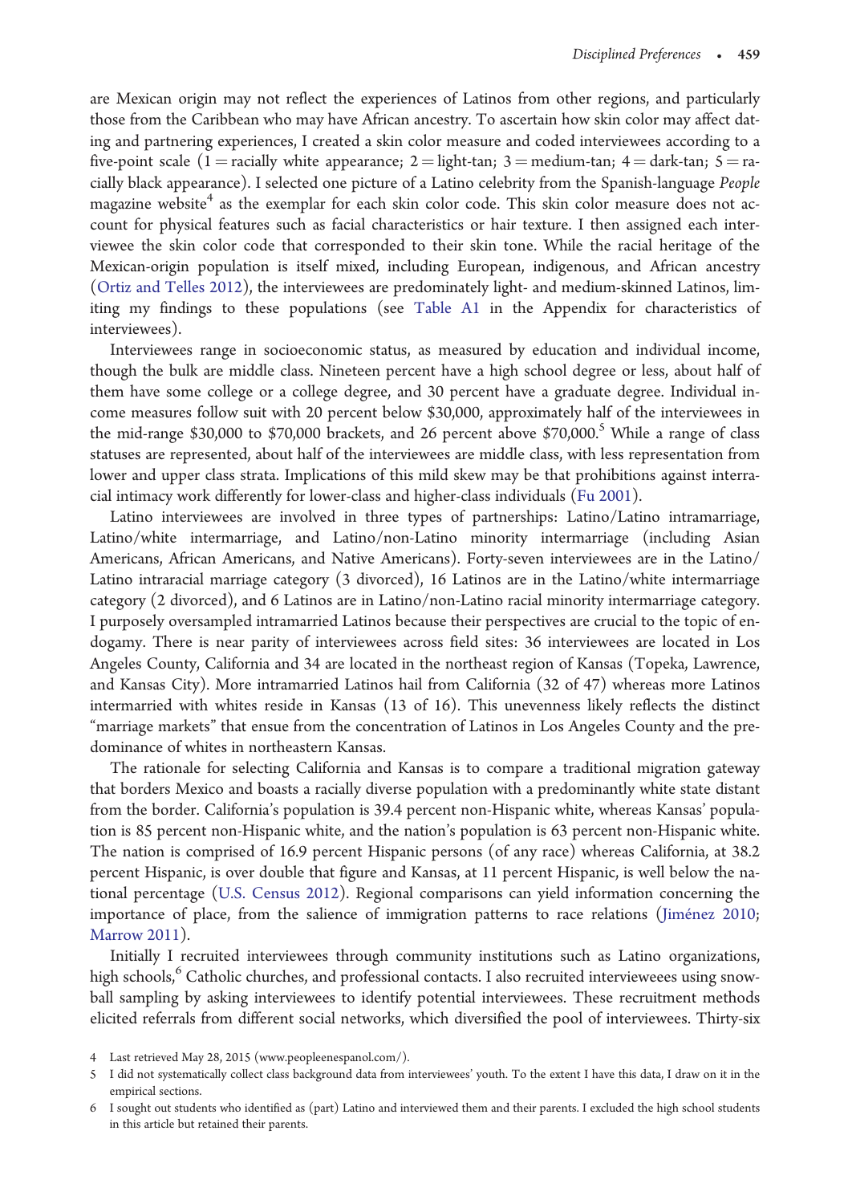are Mexican origin may not reflect the experiences of Latinos from other regions, and particularly those from the Caribbean who may have African ancestry. To ascertain how skin color may affect dating and partnering experiences, I created a skin color measure and coded interviewees according to a five-point scale (1 = racially white appearance; 2 = light-tan; 3 = medium-tan; 4 = dark-tan; 5 = racially black appearance). I selected one picture of a Latino celebrity from the Spanish-language *People* magazine website[4] as the exemplar for each skin color code. This skin color measure does not account for physical features such as facial characteristics or hair texture. I then assigned each interviewee the skin color code that corresponded to their skin tone. While the racial heritage of the Mexican-origin population is itself mixed, including European, indigenous, and African ancestry (Ortiz and Telles 2012), the interviewees are predominately light- and medium-skinned Latinos, limiting my findings to these populations (see Table A1 in the Appendix for characteristics of interviewees).

Interviewees range in socioeconomic status, as measured by education and individual income, though the bulk are middle class. Nineteen percent have a high school degree or less, about half of them have some college or a college degree, and 30 percent have a graduate degree. Individual income measures follow suit with 20 percent below $30,000, approximately half of the interviewees in the mid-range $30,000 to $70,000 brackets, and 26 percent above $70,000.[5] While a range of class statuses are represented, about half of the interviewees are middle class, with less representation from lower and upper class strata. Implications of this mild skew may be that prohibitions against interracial intimacy work differently for lower-class and higher-class individuals (Fu 2001).

Latino interviewees are involved in three types of partnerships: Latino/Latino intramarriage, Latino/white intermarriage, and Latino/non-Latino minority intermarriage (including Asian Americans, African Americans, and Native Americans). Forty-seven interviewees are in the Latino/Latino intraracial marriage category (3 divorced), 16 Latinos are in the Latino/white intermarriage category (2 divorced), and 6 Latinos are in Latino/non-Latino racial minority intermarriage category. I purposely oversampled intramarried Latinos because their perspectives are crucial to the topic of endogamy. There is near parity of interviewees across field sites: 36 interviewees are located in Los Angeles County, California and 34 are located in the northeast region of Kansas (Topeka, Lawrence, and Kansas City). More intramarried Latinos hail from California (32 of 47) whereas more Latinos intermarried with whites reside in Kansas (13 of 16). This unevenness likely reflects the distinct "marriage markets" that ensue from the concentration of Latinos in Los Angeles County and the predominance of whites in northeastern Kansas.

The rationale for selecting California and Kansas is to compare a traditional migration gateway that borders Mexico and boasts a racially diverse population with a predominantly white state distant from the border. California's population is 39.4 percent non-Hispanic white, whereas Kansas' population is 85 percent non-Hispanic white, and the nation's population is 63 percent non-Hispanic white. The nation is comprised of 16.9 percent Hispanic persons (of any race) whereas California, at 38.2 percent Hispanic, is over double that figure and Kansas, at 11 percent Hispanic, is well below the national percentage (U.S. Census 2012). Regional comparisons can yield information concerning the importance of place, from the salience of immigration patterns to race relations (Jiménez 2010; Marrow 2011).

Initially I recruited interviewees through community institutions such as Latino organizations, high schools,[6] Catholic churches, and professional contacts. I also recruited intervieweees using snowball sampling by asking interviewees to identify potential interviewees. These recruitment methods elicited referrals from different social networks, which diversified the pool of interviewees. Thirty-six

4 Last retrieved May 28, 2015 (www.peopleenespanol.com/).

5 I did not systematically collect class background data from interviewees' youth. To the extent I have this data, I draw on it in the empirical sections.

6 I sought out students who identified as (part) Latino and interviewed them and their parents. I excluded the high school students in this article but retained their parents.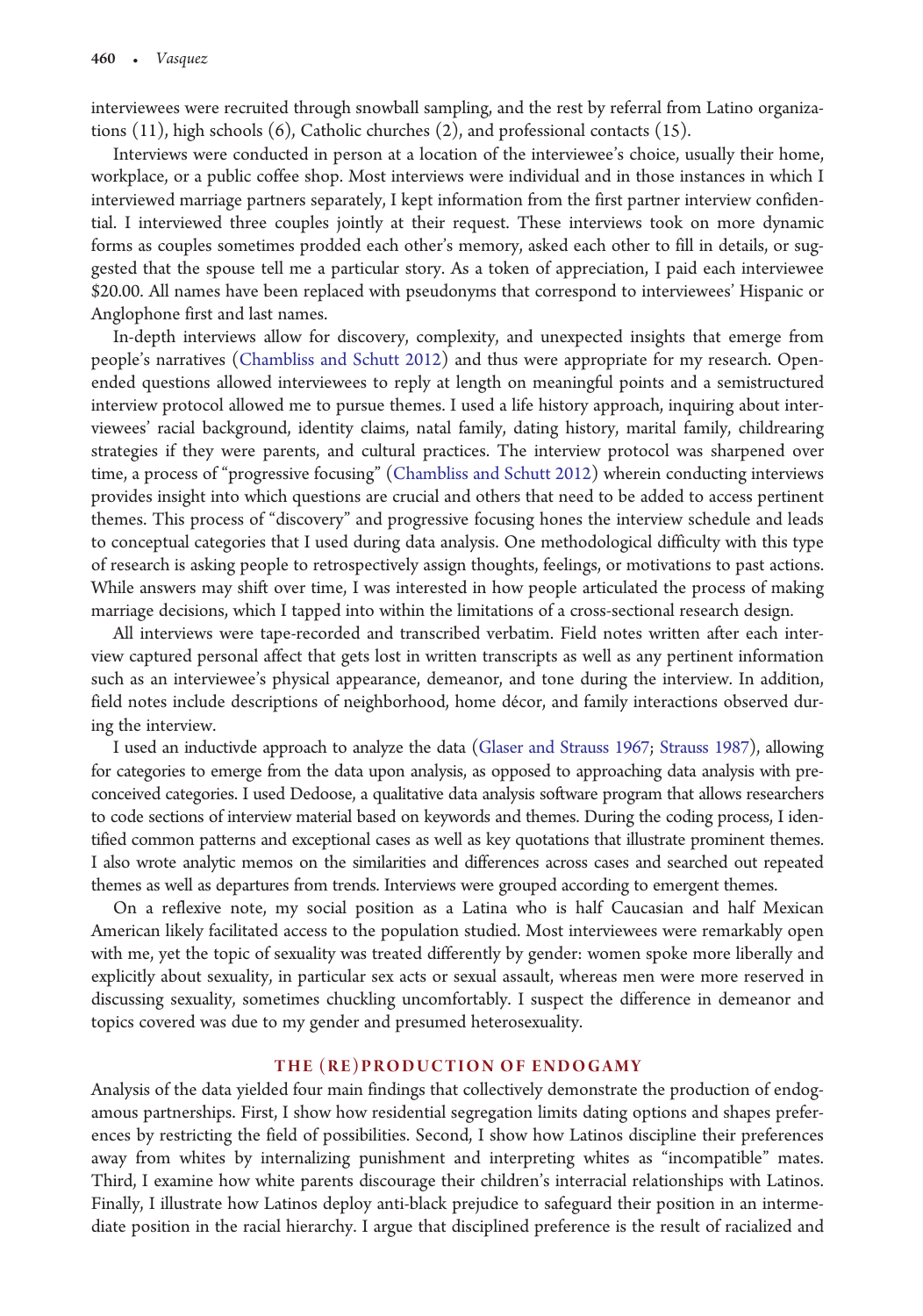interviewees were recruited through snowball sampling, and the rest by referral from Latino organizations (11), high schools (6), Catholic churches (2), and professional contacts (15).

Interviews were conducted in person at a location of the interviewee's choice, usually their home, workplace, or a public coffee shop. Most interviews were individual and in those instances in which I interviewed marriage partners separately, I kept information from the first partner interview confidential. I interviewed three couples jointly at their request. These interviews took on more dynamic forms as couples sometimes prodded each other's memory, asked each other to fill in details, or suggested that the spouse tell me a particular story. As a token of appreciation, I paid each interviewee $20.00. All names have been replaced with pseudonyms that correspond to interviewees' Hispanic or Anglophone first and last names.

In-depth interviews allow for discovery, complexity, and unexpected insights that emerge from people's narratives (Chambliss and Schutt 2012) and thus were appropriate for my research. Open-ended questions allowed interviewees to reply at length on meaningful points and a semistructured interview protocol allowed me to pursue themes. I used a life history approach, inquiring about interviewees' racial background, identity claims, natal family, dating history, marital family, childrearing strategies if they were parents, and cultural practices. The interview protocol was sharpened over time, a process of "progressive focusing" (Chambliss and Schutt 2012) wherein conducting interviews provides insight into which questions are crucial and others that need to be added to access pertinent themes. This process of "discovery" and progressive focusing hones the interview schedule and leads to conceptual categories that I used during data analysis. One methodological difficulty with this type of research is asking people to retrospectively assign thoughts, feelings, or motivations to past actions. While answers may shift over time, I was interested in how people articulated the process of making marriage decisions, which I tapped into within the limitations of a cross-sectional research design.

All interviews were tape-recorded and transcribed verbatim. Field notes written after each interview captured personal affect that gets lost in written transcripts as well as any pertinent information such as an interviewee's physical appearance, demeanor, and tone during the interview. In addition, field notes include descriptions of neighborhood, home décor, and family interactions observed during the interview.

I used an inductivde approach to analyze the data (Glaser and Strauss 1967; Strauss 1987), allowing for categories to emerge from the data upon analysis, as opposed to approaching data analysis with preconceived categories. I used Dedoose, a qualitative data analysis software program that allows researchers to code sections of interview material based on keywords and themes. During the coding process, I identified common patterns and exceptional cases as well as key quotations that illustrate prominent themes. I also wrote analytic memos on the similarities and differences across cases and searched out repeated themes as well as departures from trends. Interviews were grouped according to emergent themes.

On a reflexive note, my social position as a Latina who is half Caucasian and half Mexican American likely facilitated access to the population studied. Most interviewees were remarkably open with me, yet the topic of sexuality was treated differently by gender: women spoke more liberally and explicitly about sexuality, in particular sex acts or sexual assault, whereas men were more reserved in discussing sexuality, sometimes chuckling uncomfortably. I suspect the difference in demeanor and topics covered was due to my gender and presumed heterosexuality.

## THE (RE)PRODUCTION OF ENDOGAMY

Analysis of the data yielded four main findings that collectively demonstrate the production of endogamous partnerships. First, I show how residential segregation limits dating options and shapes preferences by restricting the field of possibilities. Second, I show how Latinos discipline their preferences away from whites by internalizing punishment and interpreting whites as "incompatible" mates. Third, I examine how white parents discourage their children's interracial relationships with Latinos. Finally, I illustrate how Latinos deploy anti-black prejudice to safeguard their position in an intermediate position in the racial hierarchy. I argue that disciplined preference is the result of racialized and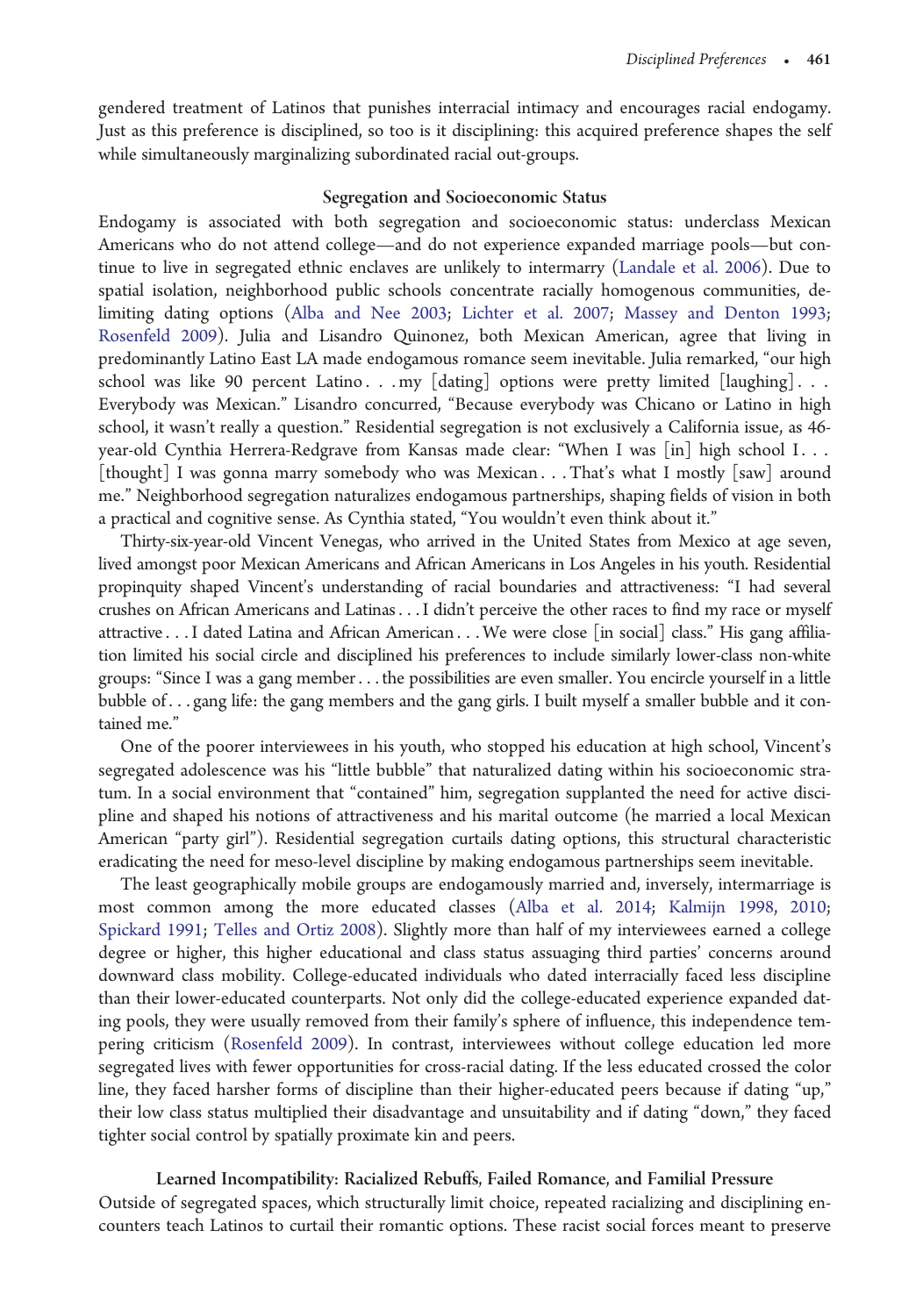gendered treatment of Latinos that punishes interracial intimacy and encourages racial endogamy. Just as this preference is disciplined, so too is it disciplining: this acquired preference shapes the self while simultaneously marginalizing subordinated racial out-groups.

### Segregation and Socioeconomic Status

Endogamy is associated with both segregation and socioeconomic status: underclass Mexican Americans who do not attend college—and do not experience expanded marriage pools—but continue to live in segregated ethnic enclaves are unlikely to intermarry (Landale et al. 2006). Due to spatial isolation, neighborhood public schools concentrate racially homogenous communities, delimiting dating options (Alba and Nee 2003; Lichter et al. 2007; Massey and Denton 1993; Rosenfeld 2009). Julia and Lisandro Quinonez, both Mexican American, agree that living in predominantly Latino East LA made endogamous romance seem inevitable. Julia remarked, "our high school was like 90 percent Latino . . . my [dating] options were pretty limited [laughing] . . . Everybody was Mexican." Lisandro concurred, "Because everybody was Chicano or Latino in high school, it wasn't really a question." Residential segregation is not exclusively a California issue, as 46-year-old Cynthia Herrera-Redgrave from Kansas made clear: "When I was [in] high school I . . . [thought] I was gonna marry somebody who was Mexican . . . That's what I mostly [saw] around me." Neighborhood segregation naturalizes endogamous partnerships, shaping fields of vision in both a practical and cognitive sense. As Cynthia stated, "You wouldn't even think about it."

Thirty-six-year-old Vincent Venegas, who arrived in the United States from Mexico at age seven, lived amongst poor Mexican Americans and African Americans in Los Angeles in his youth. Residential propinquity shaped Vincent's understanding of racial boundaries and attractiveness: "I had several crushes on African Americans and Latinas . . . I didn't perceive the other races to find my race or myself attractive . . . I dated Latina and African American . . . We were close [in social] class." His gang affiliation limited his social circle and disciplined his preferences to include similarly lower-class non-white groups: "Since I was a gang member . . . the possibilities are even smaller. You encircle yourself in a little bubble of . . . gang life: the gang members and the gang girls. I built myself a smaller bubble and it contained me."

One of the poorer interviewees in his youth, who stopped his education at high school, Vincent's segregated adolescence was his "little bubble" that naturalized dating within his socioeconomic stratum. In a social environment that "contained" him, segregation supplanted the need for active discipline and shaped his notions of attractiveness and his marital outcome (he married a local Mexican American "party girl"). Residential segregation curtails dating options, this structural characteristic eradicating the need for meso-level discipline by making endogamous partnerships seem inevitable.

The least geographically mobile groups are endogamously married and, inversely, intermarriage is most common among the more educated classes (Alba et al. 2014; Kalmijn 1998, 2010; Spickard 1991; Telles and Ortiz 2008). Slightly more than half of my interviewees earned a college degree or higher, this higher educational and class status assuaging third parties' concerns around downward class mobility. College-educated individuals who dated interracially faced less discipline than their lower-educated counterparts. Not only did the college-educated experience expanded dating pools, they were usually removed from their family's sphere of influence, this independence tempering criticism (Rosenfeld 2009). In contrast, interviewees without college education led more segregated lives with fewer opportunities for cross-racial dating. If the less educated crossed the color line, they faced harsher forms of discipline than their higher-educated peers because if dating "up," their low class status multiplied their disadvantage and unsuitability and if dating "down," they faced tighter social control by spatially proximate kin and peers.

### Learned Incompatibility: Racialized Rebuffs, Failed Romance, and Familial Pressure

Outside of segregated spaces, which structurally limit choice, repeated racializing and disciplining encounters teach Latinos to curtail their romantic options. These racist social forces meant to preserve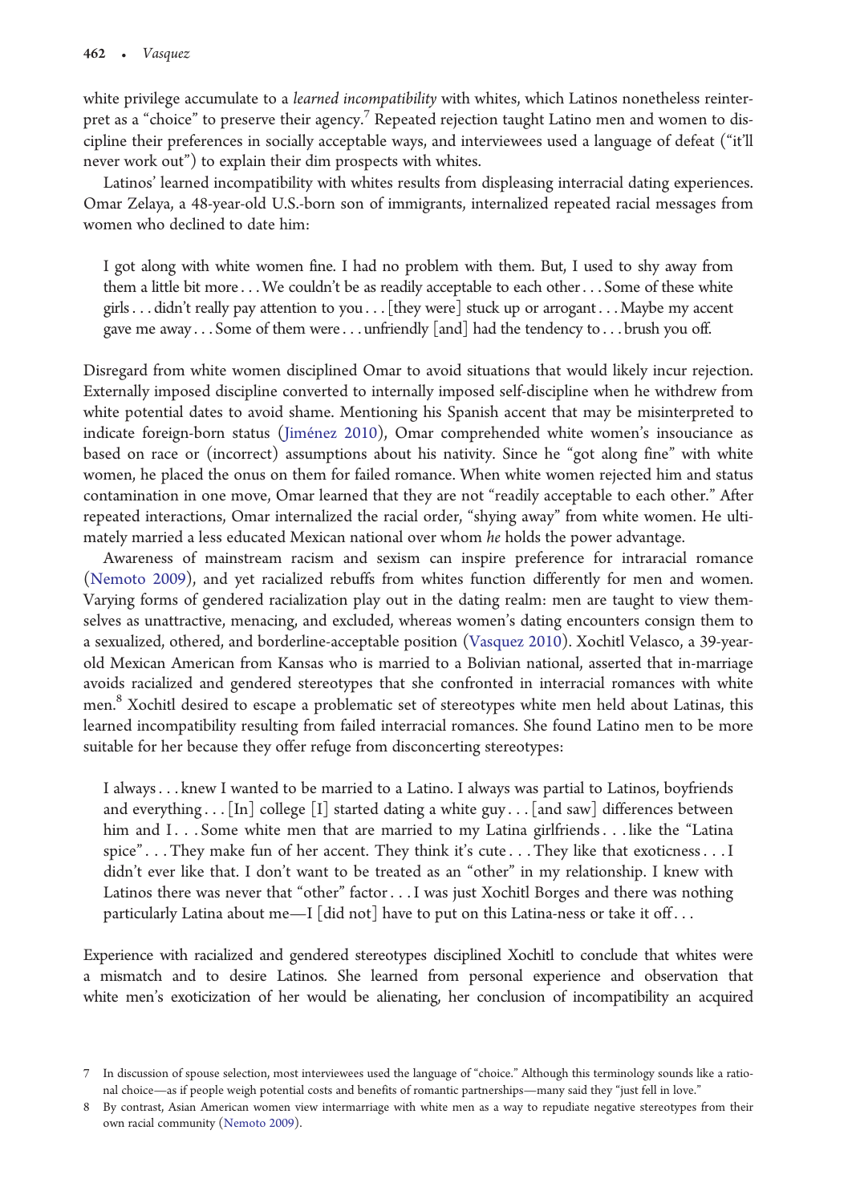white privilege accumulate to a *learned incompatibility* with whites, which Latinos nonetheless reinterpret as a "choice" to preserve their agency.[7] Repeated rejection taught Latino men and women to discipline their preferences in socially acceptable ways, and interviewees used a language of defeat ("it'll never work out") to explain their dim prospects with whites.

Latinos' learned incompatibility with whites results from displeasing interracial dating experiences. Omar Zelaya, a 48-year-old U.S.-born son of immigrants, internalized repeated racial messages from women who declined to date him:

> I got along with white women fine. I had no problem with them. But, I used to shy away from them a little bit more . . . We couldn't be as readily acceptable to each other . . . Some of these white girls . . . didn't really pay attention to you . . . [they were] stuck up or arrogant . . . Maybe my accent gave me away . . . Some of them were . . . unfriendly [and] had the tendency to . . . brush you off.

Disregard from white women disciplined Omar to avoid situations that would likely incur rejection. Externally imposed discipline converted to internally imposed self-discipline when he withdrew from white potential dates to avoid shame. Mentioning his Spanish accent that may be misinterpreted to indicate foreign-born status (Jiménez 2010), Omar comprehended white women's insouciance as based on race or (incorrect) assumptions about his nativity. Since he "got along fine" with white women, he placed the onus on them for failed romance. When white women rejected him and status contamination in one move, Omar learned that they are not "readily acceptable to each other." After repeated interactions, Omar internalized the racial order, "shying away" from white women. He ultimately married a less educated Mexican national over whom *he* holds the power advantage.

Awareness of mainstream racism and sexism can inspire preference for intraracial romance (Nemoto 2009), and yet racialized rebuffs from whites function differently for men and women. Varying forms of gendered racialization play out in the dating realm: men are taught to view themselves as unattractive, menacing, and excluded, whereas women's dating encounters consign them to a sexualized, othered, and borderline-acceptable position (Vasquez 2010). Xochitl Velasco, a 39-year-old Mexican American from Kansas who is married to a Bolivian national, asserted that in-marriage avoids racialized and gendered stereotypes that she confronted in interracial romances with white men.[8] Xochitl desired to escape a problematic set of stereotypes white men held about Latinas, this learned incompatibility resulting from failed interracial romances. She found Latino men to be more suitable for her because they offer refuge from disconcerting stereotypes:

> I always . . . knew I wanted to be married to a Latino. I always was partial to Latinos, boyfriends and everything . . . [In] college [I] started dating a white guy . . . [and saw] differences between him and I . . . Some white men that are married to my Latina girlfriends . . . like the "Latina spice" . . . They make fun of her accent. They think it's cute . . . They like that exoticness . . . I didn't ever like that. I don't want to be treated as an "other" in my relationship. I knew with Latinos there was never that "other" factor . . . I was just Xochitl Borges and there was nothing particularly Latina about me—I [did not] have to put on this Latina-ness or take it off . . .

Experience with racialized and gendered stereotypes disciplined Xochitl to conclude that whites were a mismatch and to desire Latinos. She learned from personal experience and observation that white men's exoticization of her would be alienating, her conclusion of incompatibility an acquired

7 In discussion of spouse selection, most interviewees used the language of "choice." Although this terminology sounds like a rational choice—as if people weigh potential costs and benefits of romantic partnerships—many said they "just fell in love."

8 By contrast, Asian American women view intermarriage with white men as a way to repudiate negative stereotypes from their own racial community (Nemoto 2009).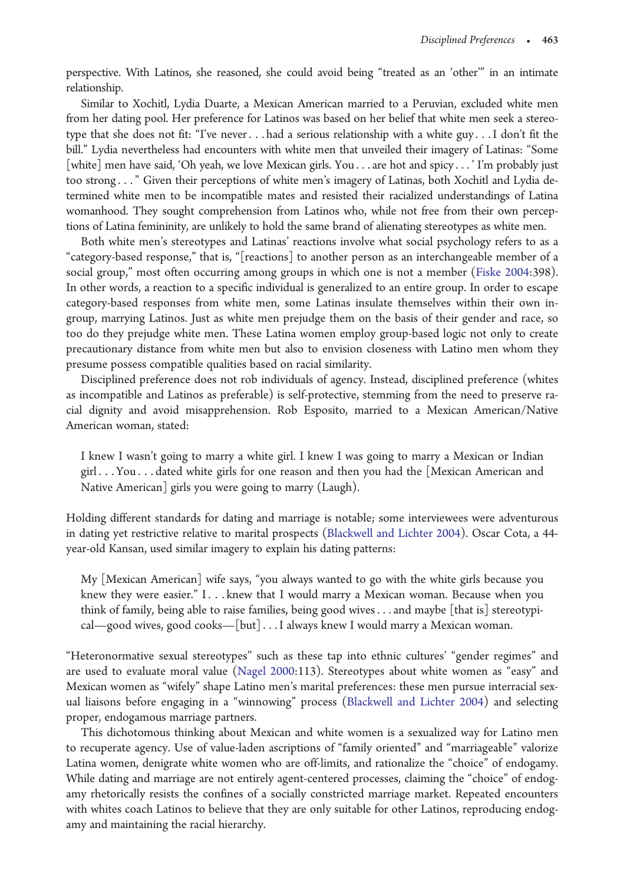perspective. With Latinos, she reasoned, she could avoid being "treated as an 'other'" in an intimate relationship.

Similar to Xochitl, Lydia Duarte, a Mexican American married to a Peruvian, excluded white men from her dating pool. Her preference for Latinos was based on her belief that white men seek a stereotype that she does not fit: "I've never . . . had a serious relationship with a white guy . . . I don't fit the bill." Lydia nevertheless had encounters with white men that unveiled their imagery of Latinas: "Some [white] men have said, 'Oh yeah, we love Mexican girls. You . . . are hot and spicy . . .' I'm probably just too strong . . . " Given their perceptions of white men's imagery of Latinas, both Xochitl and Lydia determined white men to be incompatible mates and resisted their racialized understandings of Latina womanhood. They sought comprehension from Latinos who, while not free from their own perceptions of Latina femininity, are unlikely to hold the same brand of alienating stereotypes as white men.

Both white men's stereotypes and Latinas' reactions involve what social psychology refers to as a "category-based response," that is, "[reactions] to another person as an interchangeable member of a social group," most often occurring among groups in which one is not a member (Fiske 2004:398). In other words, a reaction to a specific individual is generalized to an entire group. In order to escape category-based responses from white men, some Latinas insulate themselves within their own in-group, marrying Latinos. Just as white men prejudge them on the basis of their gender and race, so too do they prejudge white men. These Latina women employ group-based logic not only to create precautionary distance from white men but also to envision closeness with Latino men whom they presume possess compatible qualities based on racial similarity.

Disciplined preference does not rob individuals of agency. Instead, disciplined preference (whites as incompatible and Latinos as preferable) is self-protective, stemming from the need to preserve racial dignity and avoid misapprehension. Rob Esposito, married to a Mexican American/Native American woman, stated:

> I knew I wasn't going to marry a white girl. I knew I was going to marry a Mexican or Indian girl . . . You . . . dated white girls for one reason and then you had the [Mexican American and Native American] girls you were going to marry (Laugh).

Holding different standards for dating and marriage is notable; some interviewees were adventurous in dating yet restrictive relative to marital prospects (Blackwell and Lichter 2004). Oscar Cota, a 44-year-old Kansan, used similar imagery to explain his dating patterns:

> My [Mexican American] wife says, "you always wanted to go with the white girls because you knew they were easier." I . . . knew that I would marry a Mexican woman. Because when you think of family, being able to raise families, being good wives . . . and maybe [that is] stereotypical—good wives, good cooks—[but] . . . I always knew I would marry a Mexican woman.

"Heteronormative sexual stereotypes" such as these tap into ethnic cultures' "gender regimes" and are used to evaluate moral value (Nagel 2000:113). Stereotypes about white women as "easy" and Mexican women as "wifely" shape Latino men's marital preferences: these men pursue interracial sexual liaisons before engaging in a "winnowing" process (Blackwell and Lichter 2004) and selecting proper, endogamous marriage partners.

This dichotomous thinking about Mexican and white women is a sexualized way for Latino men to recuperate agency. Use of value-laden ascriptions of "family oriented" and "marriageable" valorize Latina women, denigrate white women who are off-limits, and rationalize the "choice" of endogamy. While dating and marriage are not entirely agent-centered processes, claiming the "choice" of endogamy rhetorically resists the confines of a socially constricted marriage market. Repeated encounters with whites coach Latinos to believe that they are only suitable for other Latinos, reproducing endogamy and maintaining the racial hierarchy.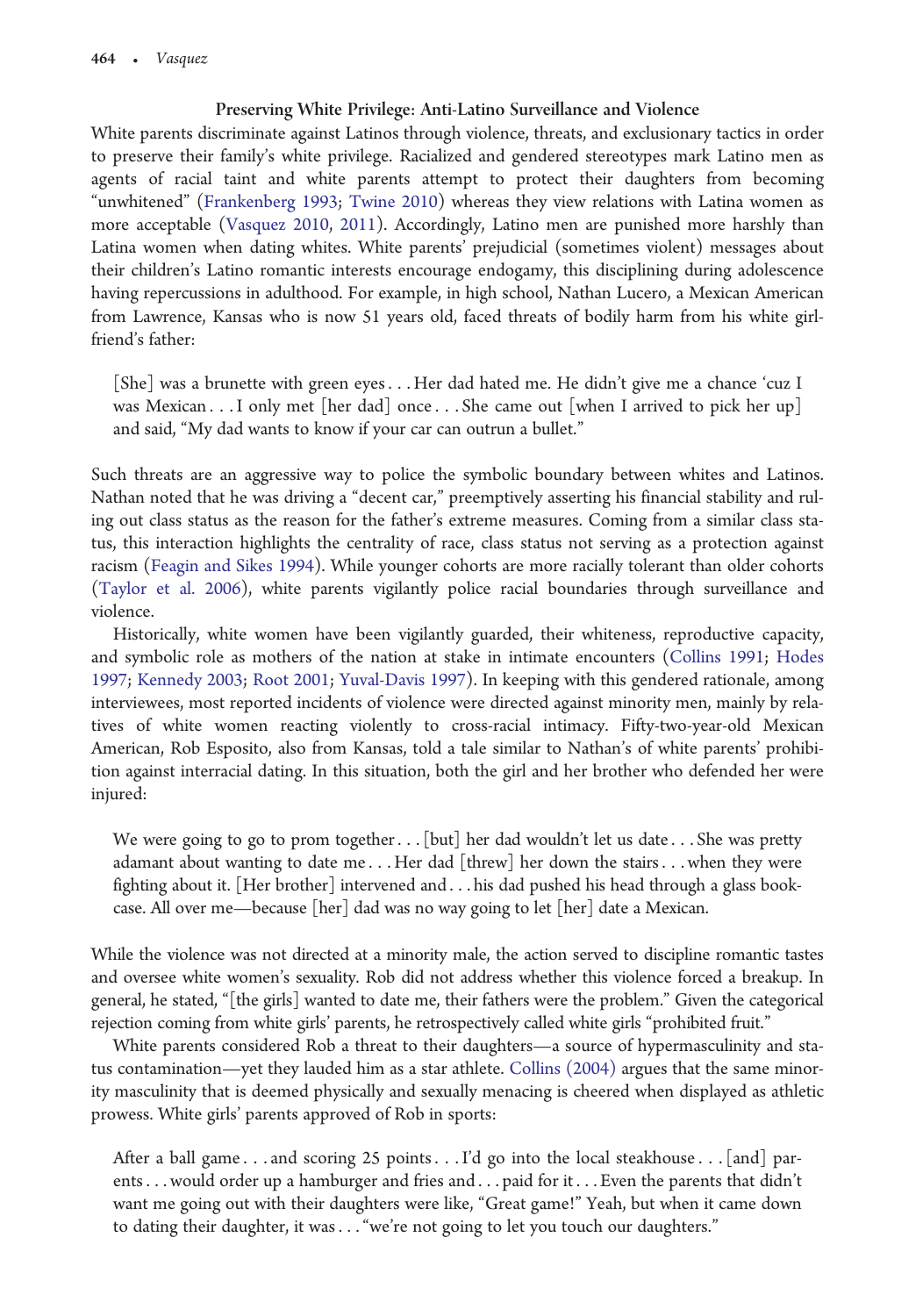### Preserving White Privilege: Anti-Latino Surveillance and Violence

White parents discriminate against Latinos through violence, threats, and exclusionary tactics in order to preserve their family's white privilege. Racialized and gendered stereotypes mark Latino men as agents of racial taint and white parents attempt to protect their daughters from becoming "unwhitened" (Frankenberg 1993; Twine 2010) whereas they view relations with Latina women as more acceptable (Vasquez 2010, 2011). Accordingly, Latino men are punished more harshly than Latina women when dating whites. White parents' prejudicial (sometimes violent) messages about their children's Latino romantic interests encourage endogamy, this disciplining during adolescence having repercussions in adulthood. For example, in high school, Nathan Lucero, a Mexican American from Lawrence, Kansas who is now 51 years old, faced threats of bodily harm from his white girlfriend's father:

> [She] was a brunette with green eyes . . . Her dad hated me. He didn't give me a chance 'cuz I was Mexican . . . I only met [her dad] once . . . She came out [when I arrived to pick her up] and said, "My dad wants to know if your car can outrun a bullet."

Such threats are an aggressive way to police the symbolic boundary between whites and Latinos. Nathan noted that he was driving a "decent car," preemptively asserting his financial stability and ruling out class status as the reason for the father's extreme measures. Coming from a similar class status, this interaction highlights the centrality of race, class status not serving as a protection against racism (Feagin and Sikes 1994). While younger cohorts are more racially tolerant than older cohorts (Taylor et al. 2006), white parents vigilantly police racial boundaries through surveillance and violence.

Historically, white women have been vigilantly guarded, their whiteness, reproductive capacity, and symbolic role as mothers of the nation at stake in intimate encounters (Collins 1991; Hodes 1997; Kennedy 2003; Root 2001; Yuval-Davis 1997). In keeping with this gendered rationale, among interviewees, most reported incidents of violence were directed against minority men, mainly by relatives of white women reacting violently to cross-racial intimacy. Fifty-two-year-old Mexican American, Rob Esposito, also from Kansas, told a tale similar to Nathan's of white parents' prohibition against interracial dating. In this situation, both the girl and her brother who defended her were injured:

> We were going to go to prom together . . . [but] her dad wouldn't let us date . . . She was pretty adamant about wanting to date me . . . Her dad [threw] her down the stairs . . . when they were fighting about it. [Her brother] intervened and . . . his dad pushed his head through a glass bookcase. All over me—because [her] dad was no way going to let [her] date a Mexican.

While the violence was not directed at a minority male, the action served to discipline romantic tastes and oversee white women's sexuality. Rob did not address whether this violence forced a breakup. In general, he stated, "[the girls] wanted to date me, their fathers were the problem." Given the categorical rejection coming from white girls' parents, he retrospectively called white girls "prohibited fruit."

White parents considered Rob a threat to their daughters—a source of hypermasculinity and status contamination—yet they lauded him as a star athlete. Collins (2004) argues that the same minority masculinity that is deemed physically and sexually menacing is cheered when displayed as athletic prowess. White girls' parents approved of Rob in sports:

> After a ball game . . . and scoring 25 points . . . I'd go into the local steakhouse . . . [and] parents . . . would order up a hamburger and fries and . . . paid for it . . . Even the parents that didn't want me going out with their daughters were like, "Great game!" Yeah, but when it came down to dating their daughter, it was . . . "we're not going to let you touch our daughters."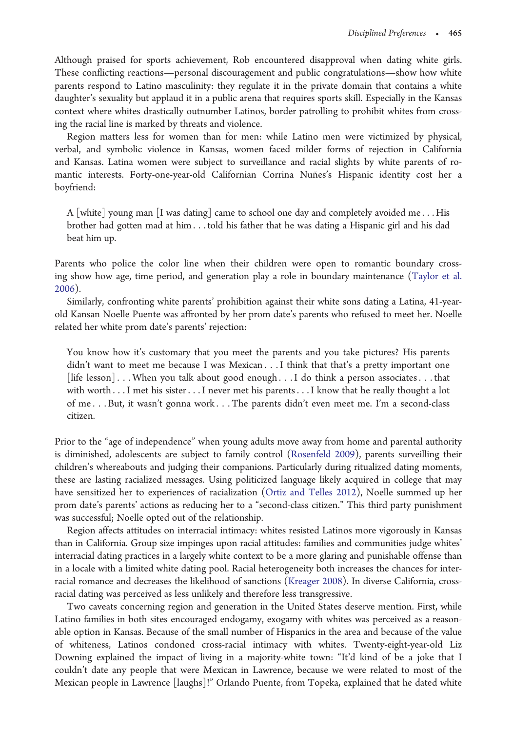Although praised for sports achievement, Rob encountered disapproval when dating white girls. These conflicting reactions—personal discouragement and public congratulations—show how white parents respond to Latino masculinity: they regulate it in the private domain that contains a white daughter's sexuality but applaud it in a public arena that requires sports skill. Especially in the Kansas context where whites drastically outnumber Latinos, border patrolling to prohibit whites from crossing the racial line is marked by threats and violence.

Region matters less for women than for men: while Latino men were victimized by physical, verbal, and symbolic violence in Kansas, women faced milder forms of rejection in California and Kansas. Latina women were subject to surveillance and racial slights by white parents of romantic interests. Forty-one-year-old Californian Corrina Nuñes's Hispanic identity cost her a boyfriend:

> A [white] young man [I was dating] came to school one day and completely avoided me . . . His brother had gotten mad at him . . . told his father that he was dating a Hispanic girl and his dad beat him up.

Parents who police the color line when their children were open to romantic boundary crossing show how age, time period, and generation play a role in boundary maintenance (Taylor et al. 2006).

Similarly, confronting white parents' prohibition against their white sons dating a Latina, 41-year-old Kansan Noelle Puente was affronted by her prom date's parents who refused to meet her. Noelle related her white prom date's parents' rejection:

> You know how it's customary that you meet the parents and you take pictures? His parents didn't want to meet me because I was Mexican . . . I think that that's a pretty important one [life lesson] . . . When you talk about good enough . . . I do think a person associates . . . that with worth . . . I met his sister . . . I never met his parents . . . I know that he really thought a lot of me . . . But, it wasn't gonna work . . . The parents didn't even meet me. I'm a second-class citizen.

Prior to the "age of independence" when young adults move away from home and parental authority is diminished, adolescents are subject to family control (Rosenfeld 2009), parents surveilling their children's whereabouts and judging their companions. Particularly during ritualized dating moments, these are lasting racialized messages. Using politicized language likely acquired in college that may have sensitized her to experiences of racialization (Ortiz and Telles 2012), Noelle summed up her prom date's parents' actions as reducing her to a "second-class citizen." This third party punishment was successful; Noelle opted out of the relationship.

Region affects attitudes on interracial intimacy: whites resisted Latinos more vigorously in Kansas than in California. Group size impinges upon racial attitudes: families and communities judge whites' interracial dating practices in a largely white context to be a more glaring and punishable offense than in a locale with a limited white dating pool. Racial heterogeneity both increases the chances for interracial romance and decreases the likelihood of sanctions (Kreager 2008). In diverse California, cross-racial dating was perceived as less unlikely and therefore less transgressive.

Two caveats concerning region and generation in the United States deserve mention. First, while Latino families in both sites encouraged endogamy, exogamy with whites was perceived as a reasonable option in Kansas. Because of the small number of Hispanics in the area and because of the value of whiteness, Latinos condoned cross-racial intimacy with whites. Twenty-eight-year-old Liz Downing explained the impact of living in a majority-white town: "It'd kind of be a joke that I couldn't date any people that were Mexican in Lawrence, because we were related to most of the Mexican people in Lawrence [laughs]!" Orlando Puente, from Topeka, explained that he dated white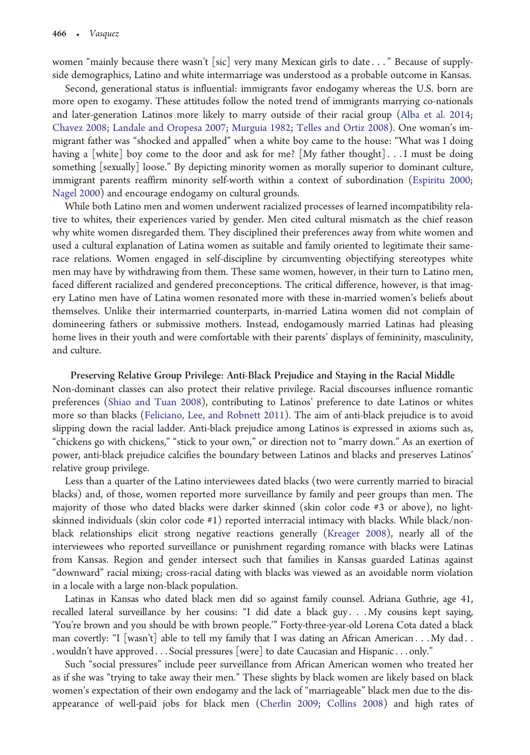women "mainly because there wasn't [sic] very many Mexican girls to date . . ." Because of supply-side demographics, Latino and white intermarriage was understood as a probable outcome in Kansas.

Second, generational status is influential: immigrants favor endogamy whereas the U.S. born are more open to exogamy. These attitudes follow the noted trend of immigrants marrying co-nationals and later-generation Latinos more likely to marry outside of their racial group (Alba et al. 2014; Chavez 2008; Landale and Oropesa 2007; Murguia 1982; Telles and Ortiz 2008). One woman's immigrant father was "shocked and appalled" when a white boy came to the house: "What was I doing having a [white] boy come to the door and ask for me? [My father thought] . . . I must be doing something [sexually] loose." By depicting minority women as morally superior to dominant culture, immigrant parents reaffirm minority self-worth within a context of subordination (Espiritu 2000; Nagel 2000) and encourage endogamy on cultural grounds.

While both Latino men and women underwent racialized processes of learned incompatibility relative to whites, their experiences varied by gender. Men cited cultural mismatch as the chief reason why white women disregarded them. They disciplined their preferences away from white women and used a cultural explanation of Latina women as suitable and family oriented to legitimate their same-race relations. Women engaged in self-discipline by circumventing objectifying stereotypes white men may have by withdrawing from them. These same women, however, in their turn to Latino men, faced different racialized and gendered preconceptions. The critical difference, however, is that imagery Latino men have of Latina women resonated more with these in-married women's beliefs about themselves. Unlike their intermarried counterparts, in-married Latina women did not complain of domineering fathers or submissive mothers. Instead, endogamously married Latinas had pleasing home lives in their youth and were comfortable with their parents' displays of femininity, masculinity, and culture.

### Preserving Relative Group Privilege: Anti-Black Prejudice and Staying in the Racial Middle

Non-dominant classes can also protect their relative privilege. Racial discourses influence romantic preferences (Shiao and Tuan 2008), contributing to Latinos' preference to date Latinos or whites more so than blacks (Feliciano, Lee, and Robnett 2011). The aim of anti-black prejudice is to avoid slipping down the racial ladder. Anti-black prejudice among Latinos is expressed in axioms such as, "chickens go with chickens," "stick to your own," or direction not to "marry down." As an exertion of power, anti-black prejudice calcifies the boundary between Latinos and blacks and preserves Latinos' relative group privilege.

Less than a quarter of the Latino interviewees dated blacks (two were currently married to biracial blacks) and, of those, women reported more surveillance by family and peer groups than men. The majority of those who dated blacks were darker skinned (skin color code #3 or above), no light-skinned individuals (skin color code #1) reported interracial intimacy with blacks. While black/non-black relationships elicit strong negative reactions generally (Kreager 2008), nearly all of the interviewees who reported surveillance or punishment regarding romance with blacks were Latinas from Kansas. Region and gender intersect such that families in Kansas guarded Latinas against "downward" racial mixing; cross-racial dating with blacks was viewed as an avoidable norm violation in a locale with a large non-black population.

Latinas in Kansas who dated black men did so against family counsel. Adriana Guthrie, age 41, recalled lateral surveillance by her cousins: "I did date a black guy. . . My cousins kept saying, 'You're brown and you should be with brown people.'" Forty-three-year-old Lorena Cota dated a black man covertly: "I [wasn't] able to tell my family that I was dating an African American . . . My dad . . . wouldn't have approved . . . Social pressures [were] to date Caucasian and Hispanic . . . only."

Such "social pressures" include peer surveillance from African American women who treated her as if she was "trying to take away their men." These slights by black women are likely based on black women's expectation of their own endogamy and the lack of "marriageable" black men due to the disappearance of well-paid jobs for black men (Cherlin 2009; Collins 2008) and high rates of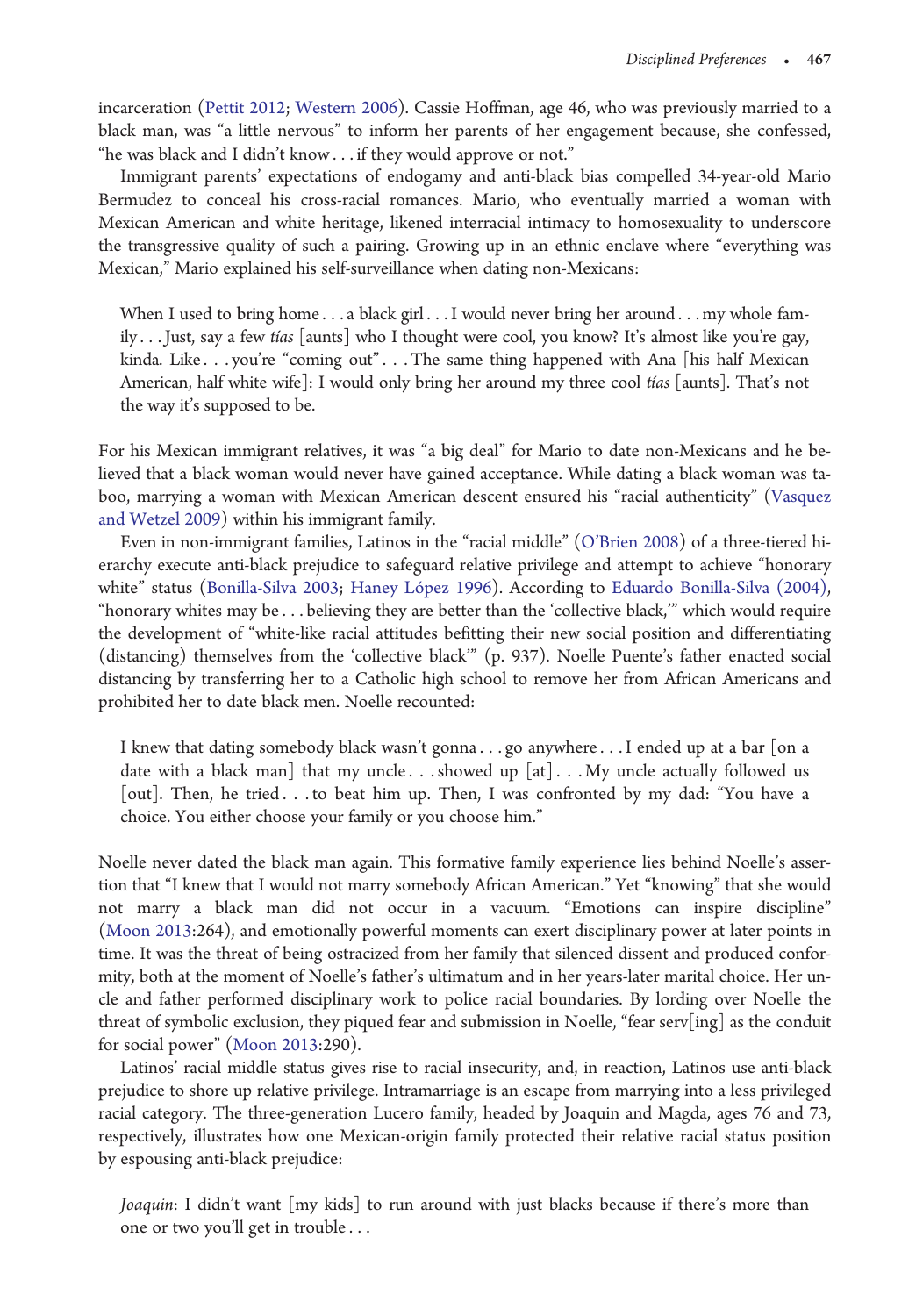incarceration (Pettit 2012; Western 2006). Cassie Hoffman, age 46, who was previously married to a black man, was "a little nervous" to inform her parents of her engagement because, she confessed, "he was black and I didn't know . . . if they would approve or not."

Immigrant parents' expectations of endogamy and anti-black bias compelled 34-year-old Mario Bermudez to conceal his cross-racial romances. Mario, who eventually married a woman with Mexican American and white heritage, likened interracial intimacy to homosexuality to underscore the transgressive quality of such a pairing. Growing up in an ethnic enclave where "everything was Mexican," Mario explained his self-surveillance when dating non-Mexicans:

> When I used to bring home . . . a black girl . . . I would never bring her around . . . my whole family . . . Just, say a few *tías* [aunts] who I thought were cool, you know? It's almost like you're gay, kinda. Like . . . you're "coming out" . . . The same thing happened with Ana [his half Mexican American, half white wife]: I would only bring her around my three cool *tías* [aunts]. That's not the way it's supposed to be.

For his Mexican immigrant relatives, it was "a big deal" for Mario to date non-Mexicans and he believed that a black woman would never have gained acceptance. While dating a black woman was taboo, marrying a woman with Mexican American descent ensured his "racial authenticity" (Vasquez and Wetzel 2009) within his immigrant family.

Even in non-immigrant families, Latinos in the "racial middle" (O'Brien 2008) of a three-tiered hierarchy execute anti-black prejudice to safeguard relative privilege and attempt to achieve "honorary white" status (Bonilla-Silva 2003; Haney López 1996). According to Eduardo Bonilla-Silva (2004), "honorary whites may be . . . believing they are better than the 'collective black,'" which would require the development of "white-like racial attitudes befitting their new social position and differentiating (distancing) themselves from the 'collective black'" (p. 937). Noelle Puente's father enacted social distancing by transferring her to a Catholic high school to remove her from African Americans and prohibited her to date black men. Noelle recounted:

> I knew that dating somebody black wasn't gonna . . . go anywhere . . . I ended up at a bar [on a date with a black man] that my uncle . . . showed up [at] . . . My uncle actually followed us [out]. Then, he tried . . . to beat him up. Then, I was confronted by my dad: "You have a choice. You either choose your family or you choose him."

Noelle never dated the black man again. This formative family experience lies behind Noelle's assertion that "I knew that I would not marry somebody African American." Yet "knowing" that she would not marry a black man did not occur in a vacuum. "Emotions can inspire discipline" (Moon 2013:264), and emotionally powerful moments can exert disciplinary power at later points in time. It was the threat of being ostracized from her family that silenced dissent and produced conformity, both at the moment of Noelle's father's ultimatum and in her years-later marital choice. Her uncle and father performed disciplinary work to police racial boundaries. By lording over Noelle the threat of symbolic exclusion, they piqued fear and submission in Noelle, "fear serv[ing] as the conduit for social power" (Moon 2013:290).

Latinos' racial middle status gives rise to racial insecurity, and, in reaction, Latinos use anti-black prejudice to shore up relative privilege. Intramarriage is an escape from marrying into a less privileged racial category. The three-generation Lucero family, headed by Joaquin and Magda, ages 76 and 73, respectively, illustrates how one Mexican-origin family protected their relative racial status position by espousing anti-black prejudice:

> *Joaquin*: I didn't want [my kids] to run around with just blacks because if there's more than one or two you'll get in trouble . . .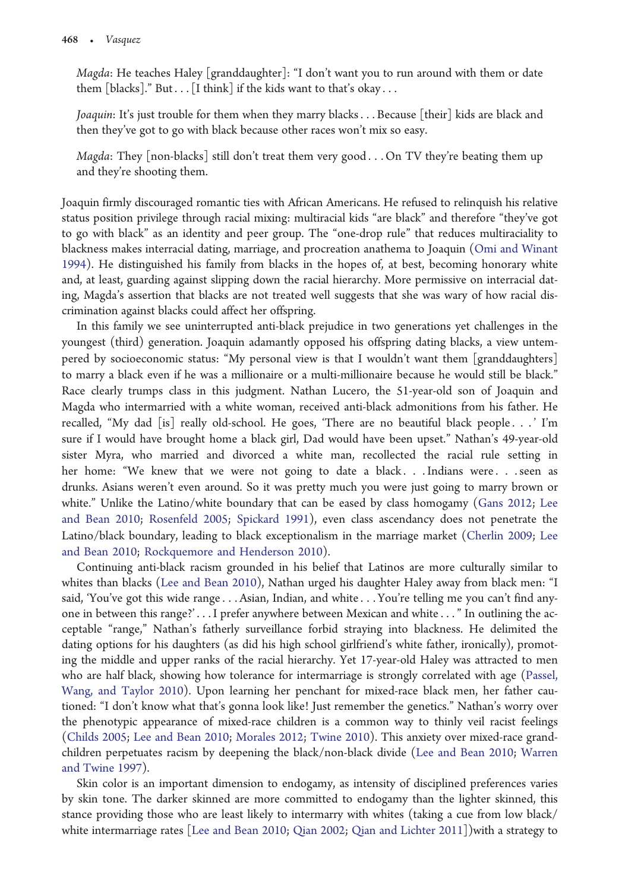*Magda*: He teaches Haley [granddaughter]: "I don't want you to run around with them or date them [blacks]." But . . . [I think] if the kids want to that's okay . . .

*Joaquin*: It's just trouble for them when they marry blacks . . . Because [their] kids are black and then they've got to go with black because other races won't mix so easy.

*Magda*: They [non-blacks] still don't treat them very good . . . On TV they're beating them up and they're shooting them.

Joaquin firmly discouraged romantic ties with African Americans. He refused to relinquish his relative status position privilege through racial mixing: multiracial kids "are black" and therefore "they've got to go with black" as an identity and peer group. The "one-drop rule" that reduces multiraciality to blackness makes interracial dating, marriage, and procreation anathema to Joaquin (Omi and Winant 1994). He distinguished his family from blacks in the hopes of, at best, becoming honorary white and, at least, guarding against slipping down the racial hierarchy. More permissive on interracial dating, Magda's assertion that blacks are not treated well suggests that she was wary of how racial discrimination against blacks could affect her offspring.

In this family we see uninterrupted anti-black prejudice in two generations yet challenges in the youngest (third) generation. Joaquin adamantly opposed his offspring dating blacks, a view untempered by socioeconomic status: "My personal view is that I wouldn't want them [granddaughters] to marry a black even if he was a millionaire or a multi-millionaire because he would still be black." Race clearly trumps class in this judgment. Nathan Lucero, the 51-year-old son of Joaquin and Magda who intermarried with a white woman, received anti-black admonitions from his father. He recalled, "My dad [is] really old-school. He goes, 'There are no beautiful black people . . .' I'm sure if I would have brought home a black girl, Dad would have been upset." Nathan's 49-year-old sister Myra, who married and divorced a white man, recollected the racial rule setting in her home: "We knew that we were not going to date a black. . . Indians were. . . seen as drunks. Asians weren't even around. So it was pretty much you were just going to marry brown or white." Unlike the Latino/white boundary that can be eased by class homogamy (Gans 2012; Lee and Bean 2010; Rosenfeld 2005; Spickard 1991), even class ascendancy does not penetrate the Latino/black boundary, leading to black exceptionalism in the marriage market (Cherlin 2009; Lee and Bean 2010; Rockquemore and Henderson 2010).

Continuing anti-black racism grounded in his belief that Latinos are more culturally similar to whites than blacks (Lee and Bean 2010), Nathan urged his daughter Haley away from black men: "I said, 'You've got this wide range . . . Asian, Indian, and white . . . You're telling me you can't find anyone in between this range?' . . . I prefer anywhere between Mexican and white . . ." In outlining the acceptable "range," Nathan's fatherly surveillance forbid straying into blackness. He delimited the dating options for his daughters (as did his high school girlfriend's white father, ironically), promoting the middle and upper ranks of the racial hierarchy. Yet 17-year-old Haley was attracted to men who are half black, showing how tolerance for intermarriage is strongly correlated with age (Passel, Wang, and Taylor 2010). Upon learning her penchant for mixed-race black men, her father cautioned: "I don't know what that's gonna look like! Just remember the genetics." Nathan's worry over the phenotypic appearance of mixed-race children is a common way to thinly veil racist feelings (Childs 2005; Lee and Bean 2010; Morales 2012; Twine 2010). This anxiety over mixed-race grandchildren perpetuates racism by deepening the black/non-black divide (Lee and Bean 2010; Warren and Twine 1997).

Skin color is an important dimension to endogamy, as intensity of disciplined preferences varies by skin tone. The darker skinned are more committed to endogamy than the lighter skinned, this stance providing those who are least likely to intermarry with whites (taking a cue from low black/white intermarriage rates [Lee and Bean 2010; Qian 2002; Qian and Lichter 2011])with a strategy to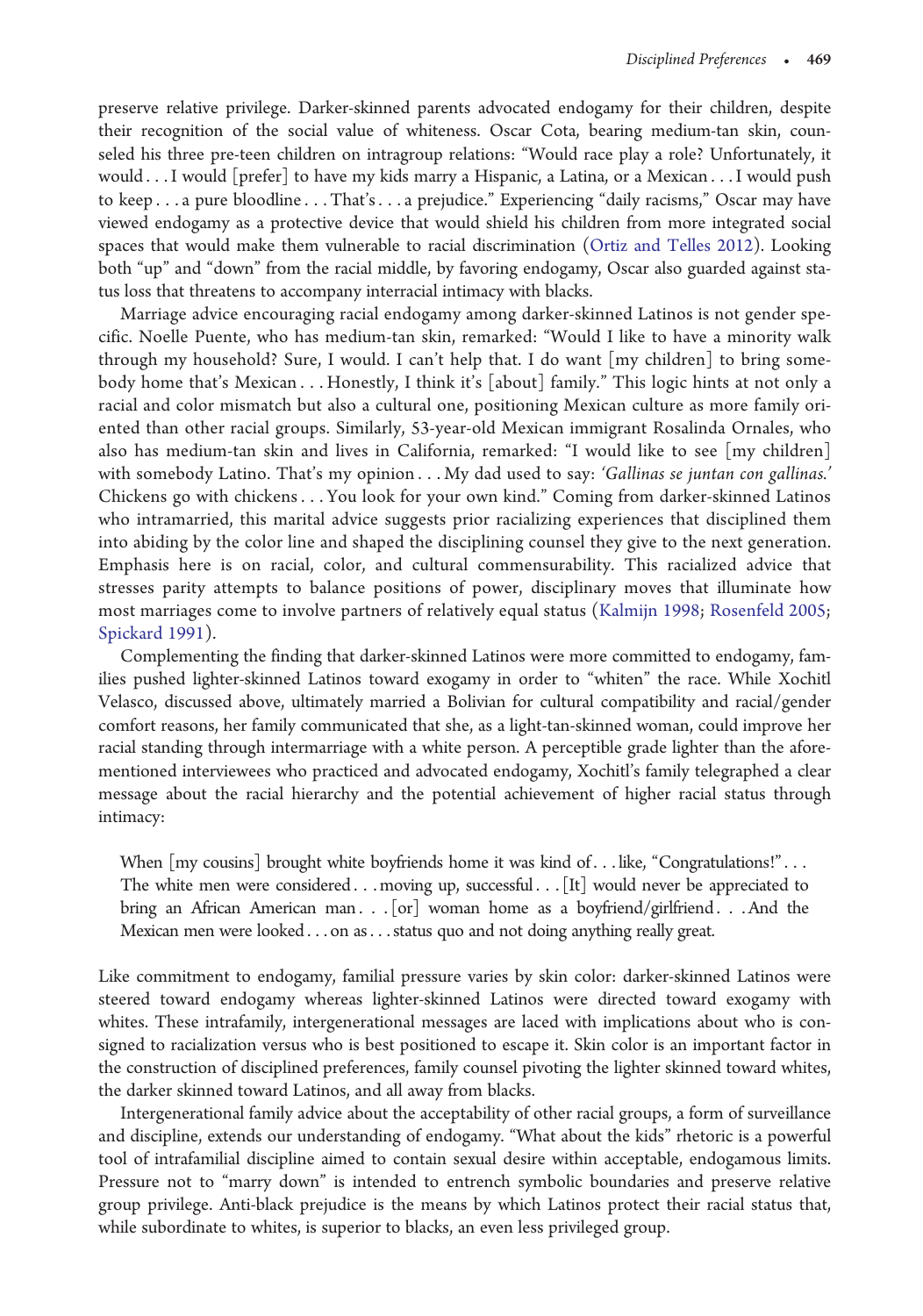preserve relative privilege. Darker-skinned parents advocated endogamy for their children, despite their recognition of the social value of whiteness. Oscar Cota, bearing medium-tan skin, counseled his three pre-teen children on intragroup relations: "Would race play a role? Unfortunately, it would . . . I would [prefer] to have my kids marry a Hispanic, a Latina, or a Mexican . . . I would push to keep . . . a pure bloodline . . . That's . . . a prejudice." Experiencing "daily racisms," Oscar may have viewed endogamy as a protective device that would shield his children from more integrated social spaces that would make them vulnerable to racial discrimination (Ortiz and Telles 2012). Looking both "up" and "down" from the racial middle, by favoring endogamy, Oscar also guarded against status loss that threatens to accompany interracial intimacy with blacks.

Marriage advice encouraging racial endogamy among darker-skinned Latinos is not gender specific. Noelle Puente, who has medium-tan skin, remarked: "Would I like to have a minority walk through my household? Sure, I would. I can't help that. I do want [my children] to bring somebody home that's Mexican . . . Honestly, I think it's [about] family." This logic hints at not only a racial and color mismatch but also a cultural one, positioning Mexican culture as more family oriented than other racial groups. Similarly, 53-year-old Mexican immigrant Rosalinda Ornales, who also has medium-tan skin and lives in California, remarked: "I would like to see [my children] with somebody Latino. That's my opinion . . . My dad used to say: *'Gallinas se juntan con gallinas.'* Chickens go with chickens . . . You look for your own kind." Coming from darker-skinned Latinos who intramarried, this marital advice suggests prior racializing experiences that disciplined them into abiding by the color line and shaped the disciplining counsel they give to the next generation. Emphasis here is on racial, color, and cultural commensurability. This racialized advice that stresses parity attempts to balance positions of power, disciplinary moves that illuminate how most marriages come to involve partners of relatively equal status (Kalmijn 1998; Rosenfeld 2005; Spickard 1991).

Complementing the finding that darker-skinned Latinos were more committed to endogamy, families pushed lighter-skinned Latinos toward exogamy in order to "whiten" the race. While Xochitl Velasco, discussed above, ultimately married a Bolivian for cultural compatibility and racial/gender comfort reasons, her family communicated that she, as a light-tan-skinned woman, could improve her racial standing through intermarriage with a white person. A perceptible grade lighter than the aforementioned interviewees who practiced and advocated endogamy, Xochitl's family telegraphed a clear message about the racial hierarchy and the potential achievement of higher racial status through intimacy:

> When [my cousins] brought white boyfriends home it was kind of . . . like, "Congratulations!" . . . The white men were considered . . . moving up, successful . . . [It] would never be appreciated to bring an African American man . . . [or] woman home as a boyfriend/girlfriend . . . And the Mexican men were looked . . . on as . . . status quo and not doing anything really great.

Like commitment to endogamy, familial pressure varies by skin color: darker-skinned Latinos were steered toward endogamy whereas lighter-skinned Latinos were directed toward exogamy with whites. These intrafamily, intergenerational messages are laced with implications about who is consigned to racialization versus who is best positioned to escape it. Skin color is an important factor in the construction of disciplined preferences, family counsel pivoting the lighter skinned toward whites, the darker skinned toward Latinos, and all away from blacks.

Intergenerational family advice about the acceptability of other racial groups, a form of surveillance and discipline, extends our understanding of endogamy. "What about the kids" rhetoric is a powerful tool of intrafamilial discipline aimed to contain sexual desire within acceptable, endogamous limits. Pressure not to "marry down" is intended to entrench symbolic boundaries and preserve relative group privilege. Anti-black prejudice is the means by which Latinos protect their racial status that, while subordinate to whites, is superior to blacks, an even less privileged group.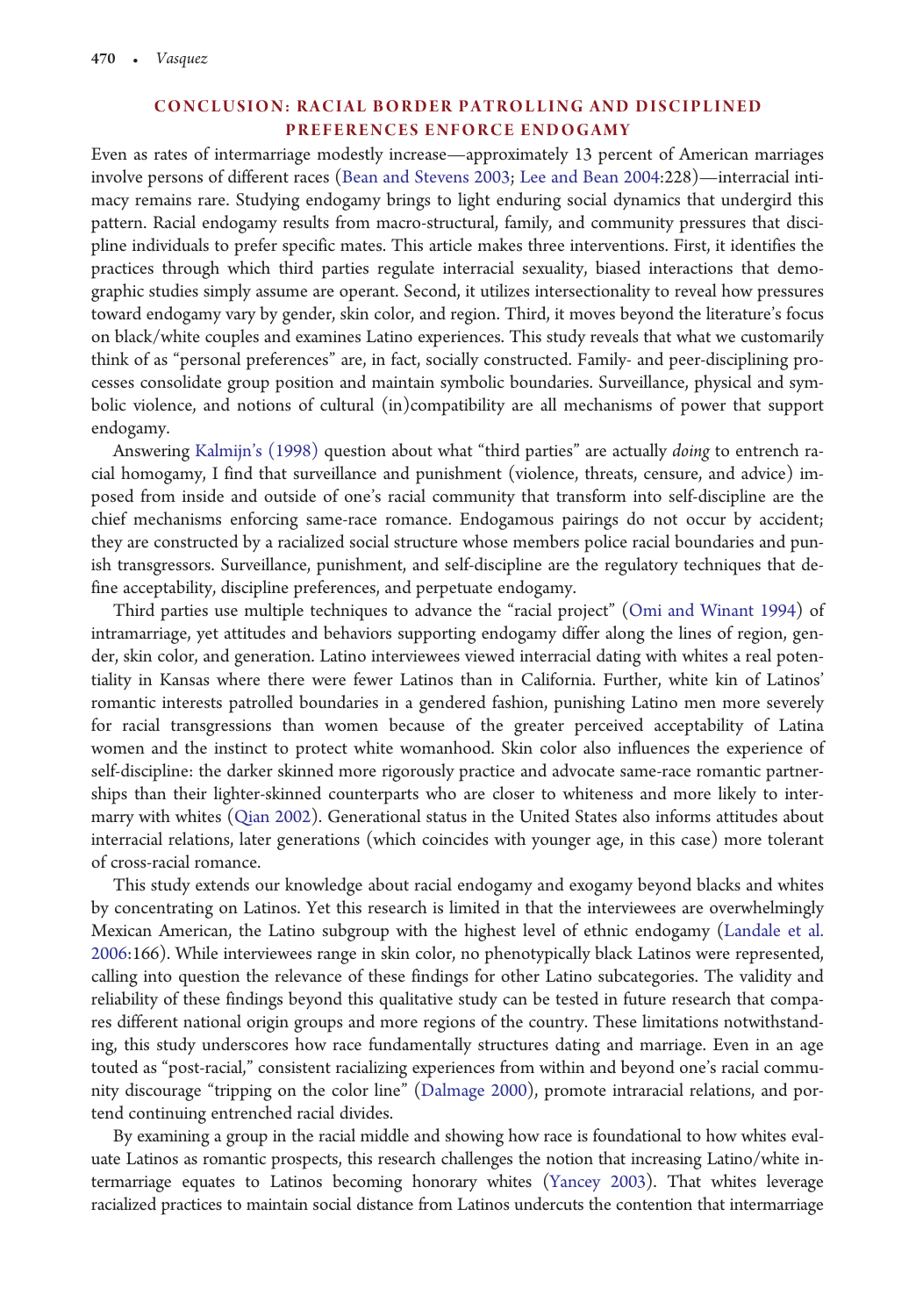## CONCLUSION: RACIAL BORDER PATROLLING AND DISCIPLINED PREFERENCES ENFORCE ENDOGAMY

Even as rates of intermarriage modestly increase—approximately 13 percent of American marriages involve persons of different races (Bean and Stevens 2003; Lee and Bean 2004:228)—interracial intimacy remains rare. Studying endogamy brings to light enduring social dynamics that undergird this pattern. Racial endogamy results from macro-structural, family, and community pressures that discipline individuals to prefer specific mates. This article makes three interventions. First, it identifies the practices through which third parties regulate interracial sexuality, biased interactions that demographic studies simply assume are operant. Second, it utilizes intersectionality to reveal how pressures toward endogamy vary by gender, skin color, and region. Third, it moves beyond the literature's focus on black/white couples and examines Latino experiences. This study reveals that what we customarily think of as "personal preferences" are, in fact, socially constructed. Family- and peer-disciplining processes consolidate group position and maintain symbolic boundaries. Surveillance, physical and symbolic violence, and notions of cultural (in)compatibility are all mechanisms of power that support endogamy.

Answering Kalmijn's (1998) question about what "third parties" are actually *doing* to entrench racial homogamy, I find that surveillance and punishment (violence, threats, censure, and advice) imposed from inside and outside of one's racial community that transform into self-discipline are the chief mechanisms enforcing same-race romance. Endogamous pairings do not occur by accident; they are constructed by a racialized social structure whose members police racial boundaries and punish transgressors. Surveillance, punishment, and self-discipline are the regulatory techniques that define acceptability, discipline preferences, and perpetuate endogamy.

Third parties use multiple techniques to advance the "racial project" (Omi and Winant 1994) of intramarriage, yet attitudes and behaviors supporting endogamy differ along the lines of region, gender, skin color, and generation. Latino interviewees viewed interracial dating with whites a real potentiality in Kansas where there were fewer Latinos than in California. Further, white kin of Latinos' romantic interests patrolled boundaries in a gendered fashion, punishing Latino men more severely for racial transgressions than women because of the greater perceived acceptability of Latina women and the instinct to protect white womanhood. Skin color also influences the experience of self-discipline: the darker skinned more rigorously practice and advocate same-race romantic partnerships than their lighter-skinned counterparts who are closer to whiteness and more likely to intermarry with whites (Qian 2002). Generational status in the United States also informs attitudes about interracial relations, later generations (which coincides with younger age, in this case) more tolerant of cross-racial romance.

This study extends our knowledge about racial endogamy and exogamy beyond blacks and whites by concentrating on Latinos. Yet this research is limited in that the interviewees are overwhelmingly Mexican American, the Latino subgroup with the highest level of ethnic endogamy (Landale et al. 2006:166). While interviewees range in skin color, no phenotypically black Latinos were represented, calling into question the relevance of these findings for other Latino subcategories. The validity and reliability of these findings beyond this qualitative study can be tested in future research that compares different national origin groups and more regions of the country. These limitations notwithstanding, this study underscores how race fundamentally structures dating and marriage. Even in an age touted as "post-racial," consistent racializing experiences from within and beyond one's racial community discourage "tripping on the color line" (Dalmage 2000), promote intraracial relations, and portend continuing entrenched racial divides.

By examining a group in the racial middle and showing how race is foundational to how whites evaluate Latinos as romantic prospects, this research challenges the notion that increasing Latino/white intermarriage equates to Latinos becoming honorary whites (Yancey 2003). That whites leverage racialized practices to maintain social distance from Latinos undercuts the contention that intermarriage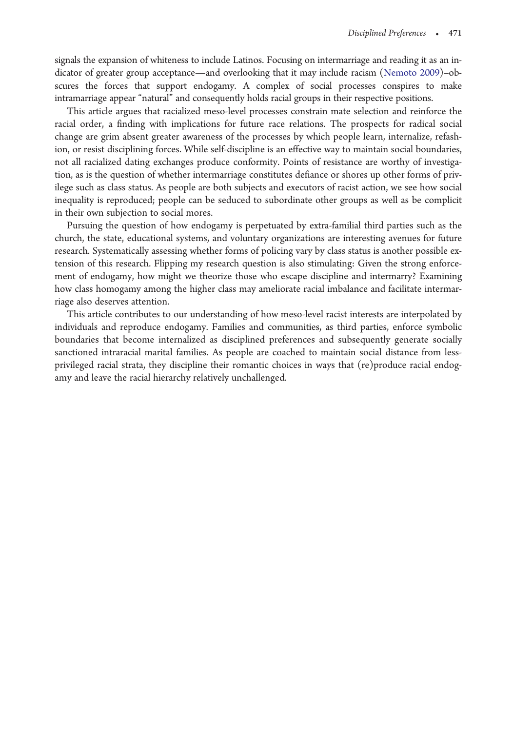signals the expansion of whiteness to include Latinos. Focusing on intermarriage and reading it as an indicator of greater group acceptance—and overlooking that it may include racism (Nemoto 2009)–obscures the forces that support endogamy. A complex of social processes conspires to make intramarriage appear "natural" and consequently holds racial groups in their respective positions.

This article argues that racialized meso-level processes constrain mate selection and reinforce the racial order, a finding with implications for future race relations. The prospects for radical social change are grim absent greater awareness of the processes by which people learn, internalize, refashion, or resist disciplining forces. While self-discipline is an effective way to maintain social boundaries, not all racialized dating exchanges produce conformity. Points of resistance are worthy of investigation, as is the question of whether intermarriage constitutes defiance or shores up other forms of privilege such as class status. As people are both subjects and executors of racist action, we see how social inequality is reproduced; people can be seduced to subordinate other groups as well as be complicit in their own subjection to social mores.

Pursuing the question of how endogamy is perpetuated by extra-familial third parties such as the church, the state, educational systems, and voluntary organizations are interesting avenues for future research. Systematically assessing whether forms of policing vary by class status is another possible extension of this research. Flipping my research question is also stimulating: Given the strong enforcement of endogamy, how might we theorize those who escape discipline and intermarry? Examining how class homogamy among the higher class may ameliorate racial imbalance and facilitate intermarriage also deserves attention.

This article contributes to our understanding of how meso-level racist interests are interpolated by individuals and reproduce endogamy. Families and communities, as third parties, enforce symbolic boundaries that become internalized as disciplined preferences and subsequently generate socially sanctioned intraracial marital families. As people are coached to maintain social distance from less-privileged racial strata, they discipline their romantic choices in ways that (re)produce racial endogamy and leave the racial hierarchy relatively unchallenged.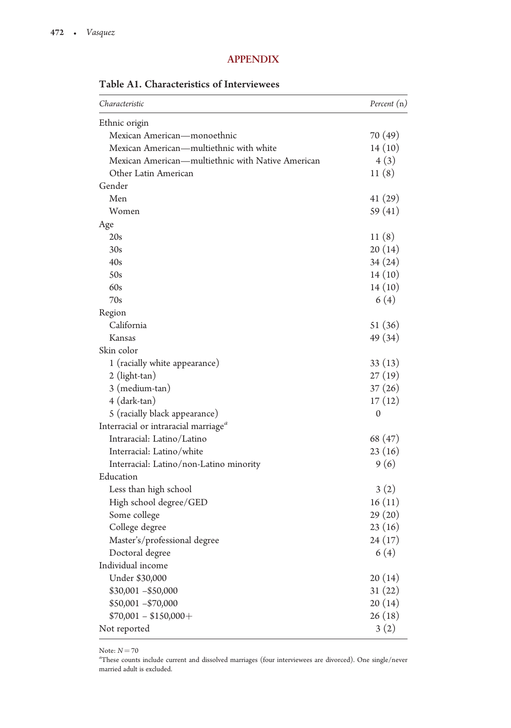## APPENDIX

**Table A1. Characteristics of Interviewees**

| *Characteristic* | *Percent (n)* |
|---|---|
| Ethnic origin | |
| Mexican American—monoethnic | 70 (49) |
| Mexican American—multiethnic with white | 14 (10) |
| Mexican American—multiethnic with Native American | 4 (3) |
| Other Latin American | 11 (8) |
| Gender | |
| Men | 41 (29) |
| Women | 59 (41) |
| Age | |
| 20s | 11 (8) |
| 30s | 20 (14) |
| 40s | 34 (24) |
| 50s | 14 (10) |
| 60s | 14 (10) |
| 70s | 6 (4) |
| Region | |
| California | 51 (36) |
| Kansas | 49 (34) |
| Skin color | |
| 1 (racially white appearance) | 33 (13) |
| 2 (light-tan) | 27 (19) |
| 3 (medium-tan) | 37 (26) |
| 4 (dark-tan) | 17 (12) |
| 5 (racially black appearance) | 0 |
| Interracial or intraracial marriage[a] | |
| Intraracial: Latino/Latino | 68 (47) |
| Interracial: Latino/white | 23 (16) |
| Interracial: Latino/non-Latino minority | 9 (6) |
| Education | |
| Less than high school | 3 (2) |
| High school degree/GED | 16 (11) |
| Some college | 29 (20) |
| College degree | 23 (16) |
| Master's/professional degree | 24 (17) |
| Doctoral degree | 6 (4) |
| Individual income | |
| Under $30,000 | 20 (14) |
| $30,001 –$50,000 | 31 (22) |
| $50,001 –$70,000 | 20 (14) |
| $70,001 – $150,000+ | 26 (18) |
| Not reported | 3 (2) |

Note: $N = 70$

[a]These counts include current and dissolved marriages (four interviewees are divorced). One single/never married adult is excluded.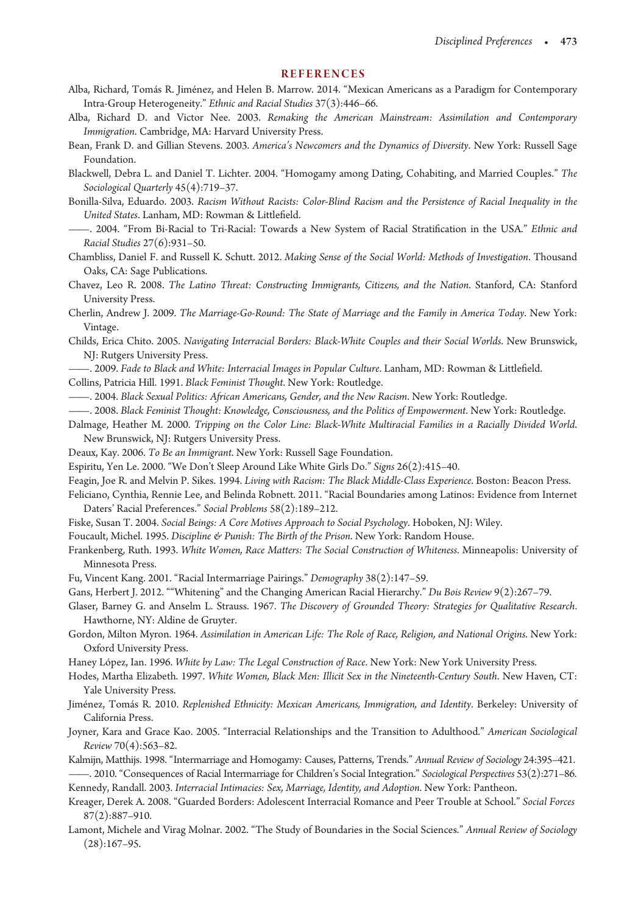## REFERENCES

Alba, Richard, Tomás R. Jiménez, and Helen B. Marrow. 2014. "Mexican Americans as a Paradigm for Contemporary Intra-Group Heterogeneity." *Ethnic and Racial Studies* 37(3):446–66.

Alba, Richard D. and Victor Nee. 2003. *Remaking the American Mainstream: Assimilation and Contemporary Immigration*. Cambridge, MA: Harvard University Press.

Bean, Frank D. and Gillian Stevens. 2003. *America's Newcomers and the Dynamics of Diversity*. New York: Russell Sage Foundation.

Blackwell, Debra L. and Daniel T. Lichter. 2004. "Homogamy among Dating, Cohabiting, and Married Couples." *The Sociological Quarterly* 45(4):719–37.

Bonilla-Silva, Eduardo. 2003. *Racism Without Racists: Color-Blind Racism and the Persistence of Racial Inequality in the United States*. Lanham, MD: Rowman & Littlefield.

——. 2004. "From Bi-Racial to Tri-Racial: Towards a New System of Racial Stratification in the USA." *Ethnic and Racial Studies* 27(6):931–50.

Chambliss, Daniel F. and Russell K. Schutt. 2012. *Making Sense of the Social World: Methods of Investigation*. Thousand Oaks, CA: Sage Publications.

Chavez, Leo R. 2008. *The Latino Threat: Constructing Immigrants, Citizens, and the Nation*. Stanford, CA: Stanford University Press.

Cherlin, Andrew J. 2009. *The Marriage-Go-Round: The State of Marriage and the Family in America Today*. New York: Vintage.

Childs, Erica Chito. 2005. *Navigating Interracial Borders: Black-White Couples and their Social Worlds*. New Brunswick, NJ: Rutgers University Press.

——. 2009. *Fade to Black and White: Interracial Images in Popular Culture*. Lanham, MD: Rowman & Littlefield.

Collins, Patricia Hill. 1991. *Black Feminist Thought*. New York: Routledge.

——. 2004. *Black Sexual Politics: African Americans, Gender, and the New Racism*. New York: Routledge.

——. 2008. *Black Feminist Thought: Knowledge, Consciousness, and the Politics of Empowerment*. New York: Routledge.

Dalmage, Heather M. 2000. *Tripping on the Color Line: Black-White Multiracial Families in a Racially Divided World*. New Brunswick, NJ: Rutgers University Press.

Deaux, Kay. 2006. *To Be an Immigrant*. New York: Russell Sage Foundation.

Espiritu, Yen Le. 2000. "We Don't Sleep Around Like White Girls Do." *Signs* 26(2):415–40.

Feagin, Joe R. and Melvin P. Sikes. 1994. *Living with Racism: The Black Middle-Class Experience*. Boston: Beacon Press.

Feliciano, Cynthia, Rennie Lee, and Belinda Robnett. 2011. "Racial Boundaries among Latinos: Evidence from Internet Daters' Racial Preferences." *Social Problems* 58(2):189–212.

Fiske, Susan T. 2004. *Social Beings: A Core Motives Approach to Social Psychology*. Hoboken, NJ: Wiley.

Foucault, Michel. 1995. *Discipline & Punish: The Birth of the Prison*. New York: Random House.

Frankenberg, Ruth. 1993. *White Women, Race Matters: The Social Construction of Whiteness*. Minneapolis: University of Minnesota Press.

Fu, Vincent Kang. 2001. "Racial Intermarriage Pairings." *Demography* 38(2):147–59.

Gans, Herbert J. 2012. ""Whitening" and the Changing American Racial Hierarchy." *Du Bois Review* 9(2):267–79.

Glaser, Barney G. and Anselm L. Strauss. 1967. *The Discovery of Grounded Theory: Strategies for Qualitative Research*. Hawthorne, NY: Aldine de Gruyter.

Gordon, Milton Myron. 1964. *Assimilation in American Life: The Role of Race, Religion, and National Origins*. New York: Oxford University Press.

Haney López, Ian. 1996. *White by Law: The Legal Construction of Race*. New York: New York University Press.

Hodes, Martha Elizabeth. 1997. *White Women, Black Men: Illicit Sex in the Nineteenth-Century South*. New Haven, CT: Yale University Press.

Jiménez, Tomás R. 2010. *Replenished Ethnicity: Mexican Americans, Immigration, and Identity*. Berkeley: University of California Press.

Joyner, Kara and Grace Kao. 2005. "Interracial Relationships and the Transition to Adulthood." *American Sociological Review* 70(4):563–82.

Kalmijn, Matthijs. 1998. "Intermarriage and Homogamy: Causes, Patterns, Trends." *Annual Review of Sociology* 24:395–421.

——. 2010. "Consequences of Racial Intermarriage for Children's Social Integration." *Sociological Perspectives* 53(2):271–86.

Kennedy, Randall. 2003. *Interracial Intimacies: Sex, Marriage, Identity, and Adoption*. New York: Pantheon.

Kreager, Derek A. 2008. "Guarded Borders: Adolescent Interracial Romance and Peer Trouble at School." *Social Forces* 87(2):887–910.

Lamont, Michele and Virag Molnar. 2002. "The Study of Boundaries in the Social Sciences." *Annual Review of Sociology* (28):167–95.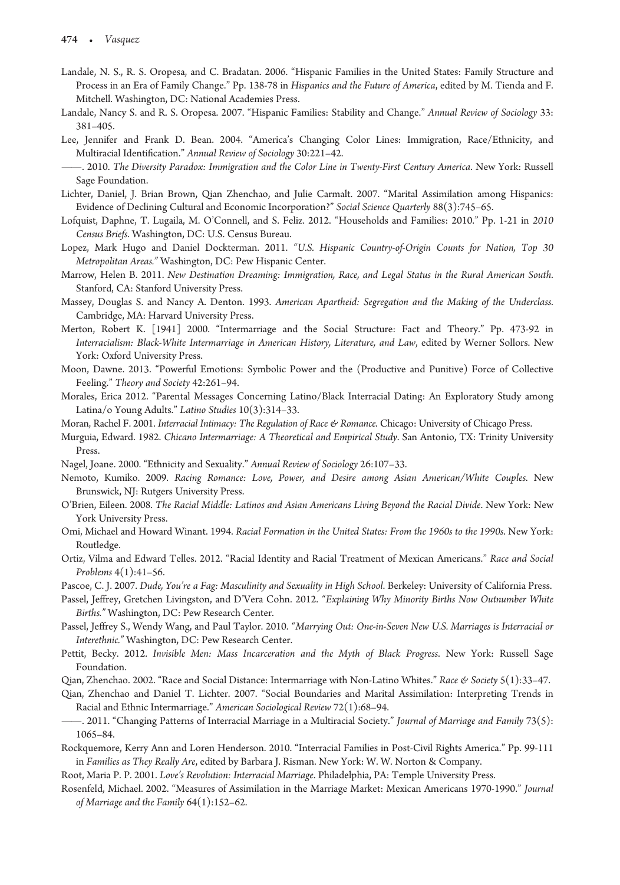Landale, N. S., R. S. Oropesa, and C. Bradatan. 2006. "Hispanic Families in the United States: Family Structure and Process in an Era of Family Change." Pp. 138-78 in *Hispanics and the Future of America*, edited by M. Tienda and F. Mitchell. Washington, DC: National Academies Press.

Landale, Nancy S. and R. S. Oropesa. 2007. "Hispanic Families: Stability and Change." *Annual Review of Sociology* 33: 381–405.

Lee, Jennifer and Frank D. Bean. 2004. "America's Changing Color Lines: Immigration, Race/Ethnicity, and Multiracial Identification." *Annual Review of Sociology* 30:221–42.

——. 2010. *The Diversity Paradox: Immigration and the Color Line in Twenty-First Century America*. New York: Russell Sage Foundation.

Lichter, Daniel, J. Brian Brown, Qian Zhenchao, and Julie Carmalt. 2007. "Marital Assimilation among Hispanics: Evidence of Declining Cultural and Economic Incorporation?" *Social Science Quarterly* 88(3):745–65.

Lofquist, Daphne, T. Lugaila, M. O'Connell, and S. Feliz. 2012. "Households and Families: 2010." Pp. 1-21 in *2010 Census Briefs*. Washington, DC: U.S. Census Bureau.

Lopez, Mark Hugo and Daniel Dockterman. 2011. *"U.S. Hispanic Country-of-Origin Counts for Nation, Top 30 Metropolitan Areas."* Washington, DC: Pew Hispanic Center.

Marrow, Helen B. 2011. *New Destination Dreaming: Immigration, Race, and Legal Status in the Rural American South*. Stanford, CA: Stanford University Press.

Massey, Douglas S. and Nancy A. Denton. 1993. *American Apartheid: Segregation and the Making of the Underclass*. Cambridge, MA: Harvard University Press.

Merton, Robert K. [1941] 2000. "Intermarriage and the Social Structure: Fact and Theory." Pp. 473-92 in *Interracialism: Black-White Intermarriage in American History, Literature, and Law*, edited by Werner Sollors. New York: Oxford University Press.

Moon, Dawne. 2013. "Powerful Emotions: Symbolic Power and the (Productive and Punitive) Force of Collective Feeling." *Theory and Society* 42:261–94.

Morales, Erica 2012. "Parental Messages Concerning Latino/Black Interracial Dating: An Exploratory Study among Latina/o Young Adults." *Latino Studies* 10(3):314–33.

Moran, Rachel F. 2001. *Interracial Intimacy: The Regulation of Race & Romance*. Chicago: University of Chicago Press.

Murguia, Edward. 1982. *Chicano Intermarriage: A Theoretical and Empirical Study*. San Antonio, TX: Trinity University Press.

Nagel, Joane. 2000. "Ethnicity and Sexuality." *Annual Review of Sociology* 26:107–33.

Nemoto, Kumiko. 2009. *Racing Romance: Love, Power, and Desire among Asian American/White Couples*. New Brunswick, NJ: Rutgers University Press.

O'Brien, Eileen. 2008. *The Racial Middle: Latinos and Asian Americans Living Beyond the Racial Divide*. New York: New York University Press.

Omi, Michael and Howard Winant. 1994. *Racial Formation in the United States: From the 1960s to the 1990s*. New York: Routledge.

Ortiz, Vilma and Edward Telles. 2012. "Racial Identity and Racial Treatment of Mexican Americans." *Race and Social Problems* 4(1):41–56.

Pascoe, C. J. 2007. *Dude, You're a Fag: Masculinity and Sexuality in High School*. Berkeley: University of California Press.

Passel, Jeffrey, Gretchen Livingston, and D'Vera Cohn. 2012. *"Explaining Why Minority Births Now Outnumber White Births."* Washington, DC: Pew Research Center.

Passel, Jeffrey S., Wendy Wang, and Paul Taylor. 2010. *"Marrying Out: One-in-Seven New U.S. Marriages is Interracial or Interethnic."* Washington, DC: Pew Research Center.

Pettit, Becky. 2012. *Invisible Men: Mass Incarceration and the Myth of Black Progress*. New York: Russell Sage Foundation.

Qian, Zhenchao. 2002. "Race and Social Distance: Intermarriage with Non-Latino Whites." *Race & Society* 5(1):33–47.

Qian, Zhenchao and Daniel T. Lichter. 2007. "Social Boundaries and Marital Assimilation: Interpreting Trends in Racial and Ethnic Intermarriage." *American Sociological Review* 72(1):68–94.

——. 2011. "Changing Patterns of Interracial Marriage in a Multiracial Society." *Journal of Marriage and Family* 73(5): 1065–84.

Rockquemore, Kerry Ann and Loren Henderson. 2010. "Interracial Families in Post-Civil Rights America." Pp. 99-111 in *Families as They Really Are*, edited by Barbara J. Risman. New York: W. W. Norton & Company.

Root, Maria P. P. 2001. *Love's Revolution: Interracial Marriage*. Philadelphia, PA: Temple University Press.

Rosenfeld, Michael. 2002. "Measures of Assimilation in the Marriage Market: Mexican Americans 1970-1990." *Journal of Marriage and the Family* 64(1):152–62.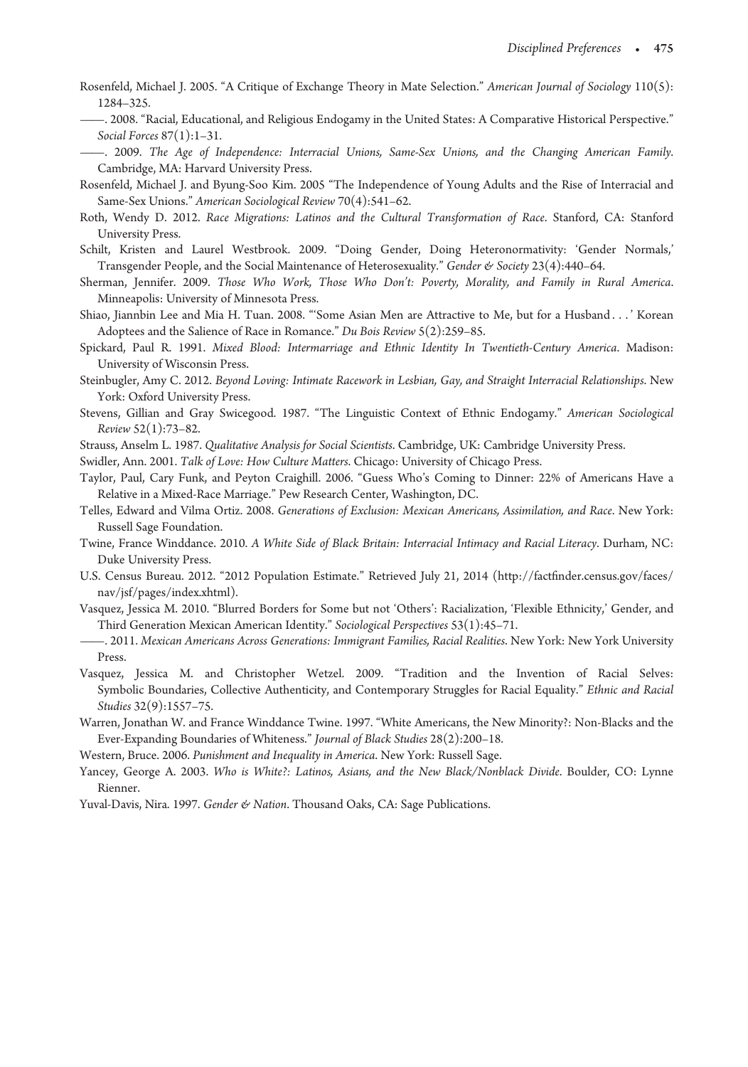Rosenfeld, Michael J. 2005. "A Critique of Exchange Theory in Mate Selection." *American Journal of Sociology* 110(5): 1284–325.

——. 2008. "Racial, Educational, and Religious Endogamy in the United States: A Comparative Historical Perspective." *Social Forces* 87(1):1–31.

——. 2009. *The Age of Independence: Interracial Unions, Same-Sex Unions, and the Changing American Family*. Cambridge, MA: Harvard University Press.

Rosenfeld, Michael J. and Byung-Soo Kim. 2005 "The Independence of Young Adults and the Rise of Interracial and Same-Sex Unions." *American Sociological Review* 70(4):541–62.

Roth, Wendy D. 2012. *Race Migrations: Latinos and the Cultural Transformation of Race*. Stanford, CA: Stanford University Press.

Schilt, Kristen and Laurel Westbrook. 2009. "Doing Gender, Doing Heteronormativity: 'Gender Normals,' Transgender People, and the Social Maintenance of Heterosexuality." *Gender & Society* 23(4):440–64.

Sherman, Jennifer. 2009. *Those Who Work, Those Who Don't: Poverty, Morality, and Family in Rural America*. Minneapolis: University of Minnesota Press.

Shiao, Jiannbin Lee and Mia H. Tuan. 2008. "'Some Asian Men are Attractive to Me, but for a Husband . . .' Korean Adoptees and the Salience of Race in Romance." *Du Bois Review* 5(2):259–85.

Spickard, Paul R. 1991. *Mixed Blood: Intermarriage and Ethnic Identity In Twentieth-Century America*. Madison: University of Wisconsin Press.

Steinbugler, Amy C. 2012. *Beyond Loving: Intimate Racework in Lesbian, Gay, and Straight Interracial Relationships*. New York: Oxford University Press.

Stevens, Gillian and Gray Swicegood. 1987. "The Linguistic Context of Ethnic Endogamy." *American Sociological Review* 52(1):73–82.

Strauss, Anselm L. 1987. *Qualitative Analysis for Social Scientists*. Cambridge, UK: Cambridge University Press.

Swidler, Ann. 2001. *Talk of Love: How Culture Matters*. Chicago: University of Chicago Press.

Taylor, Paul, Cary Funk, and Peyton Craighill. 2006. "Guess Who's Coming to Dinner: 22% of Americans Have a Relative in a Mixed-Race Marriage." Pew Research Center, Washington, DC.

Telles, Edward and Vilma Ortiz. 2008. *Generations of Exclusion: Mexican Americans, Assimilation, and Race*. New York: Russell Sage Foundation.

Twine, France Winddance. 2010. *A White Side of Black Britain: Interracial Intimacy and Racial Literacy*. Durham, NC: Duke University Press.

U.S. Census Bureau. 2012. "2012 Population Estimate." Retrieved July 21, 2014 (http://factfinder.census.gov/faces/nav/jsf/pages/index.xhtml).

Vasquez, Jessica M. 2010. "Blurred Borders for Some but not 'Others': Racialization, 'Flexible Ethnicity,' Gender, and Third Generation Mexican American Identity." *Sociological Perspectives* 53(1):45–71.

——. 2011. *Mexican Americans Across Generations: Immigrant Families, Racial Realities*. New York: New York University Press.

Vasquez, Jessica M. and Christopher Wetzel. 2009. "Tradition and the Invention of Racial Selves: Symbolic Boundaries, Collective Authenticity, and Contemporary Struggles for Racial Equality." *Ethnic and Racial Studies* 32(9):1557–75.

Warren, Jonathan W. and France Winddance Twine. 1997. "White Americans, the New Minority?: Non-Blacks and the Ever-Expanding Boundaries of Whiteness." *Journal of Black Studies* 28(2):200–18.

Western, Bruce. 2006. *Punishment and Inequality in America*. New York: Russell Sage.

Yancey, George A. 2003. *Who is White?: Latinos, Asians, and the New Black/Nonblack Divide*. Boulder, CO: Lynne Rienner.

Yuval-Davis, Nira. 1997. *Gender & Nation*. Thousand Oaks, CA: Sage Publications.